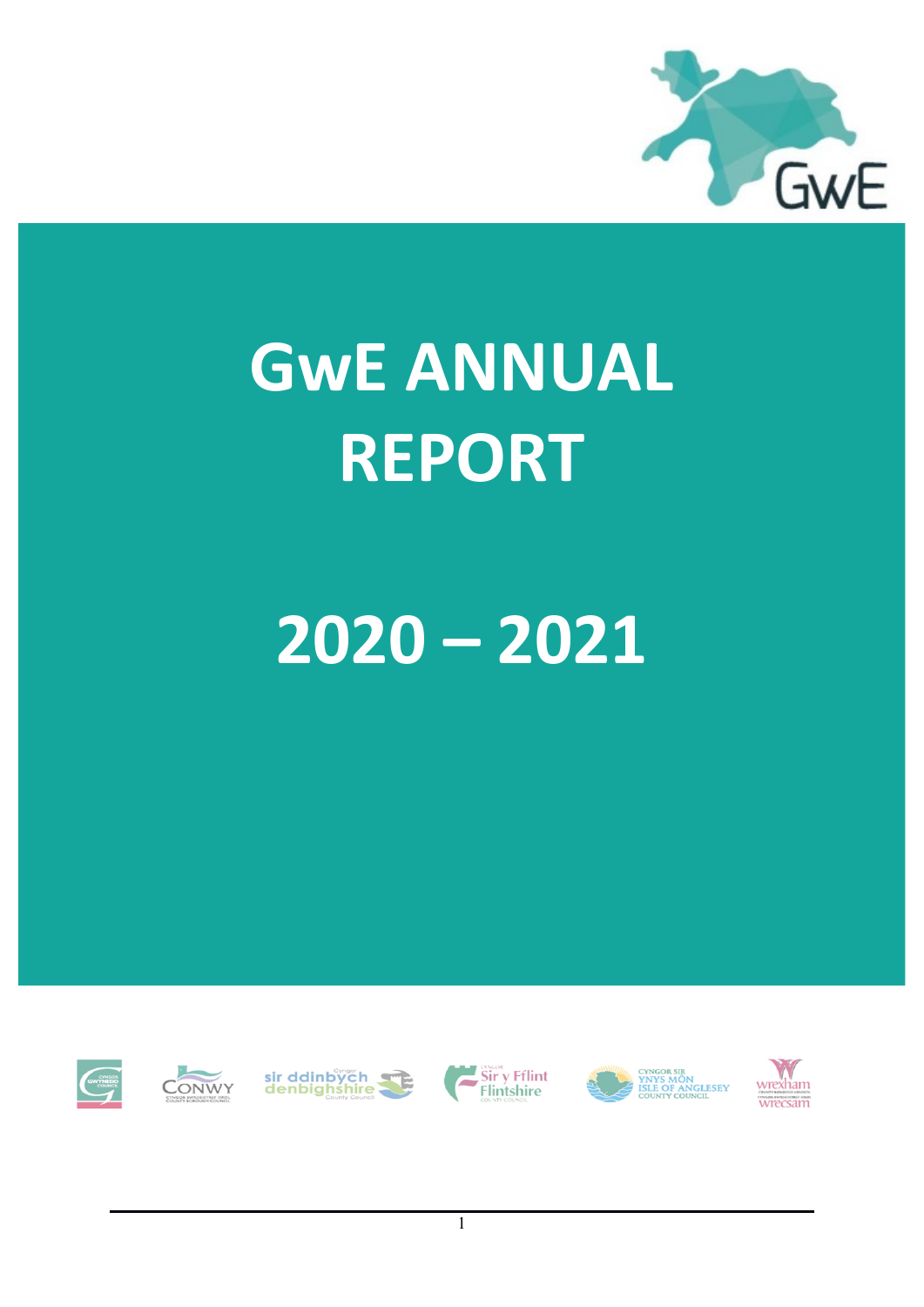# GwE ANNUAL REPORT

# 2020 – 2021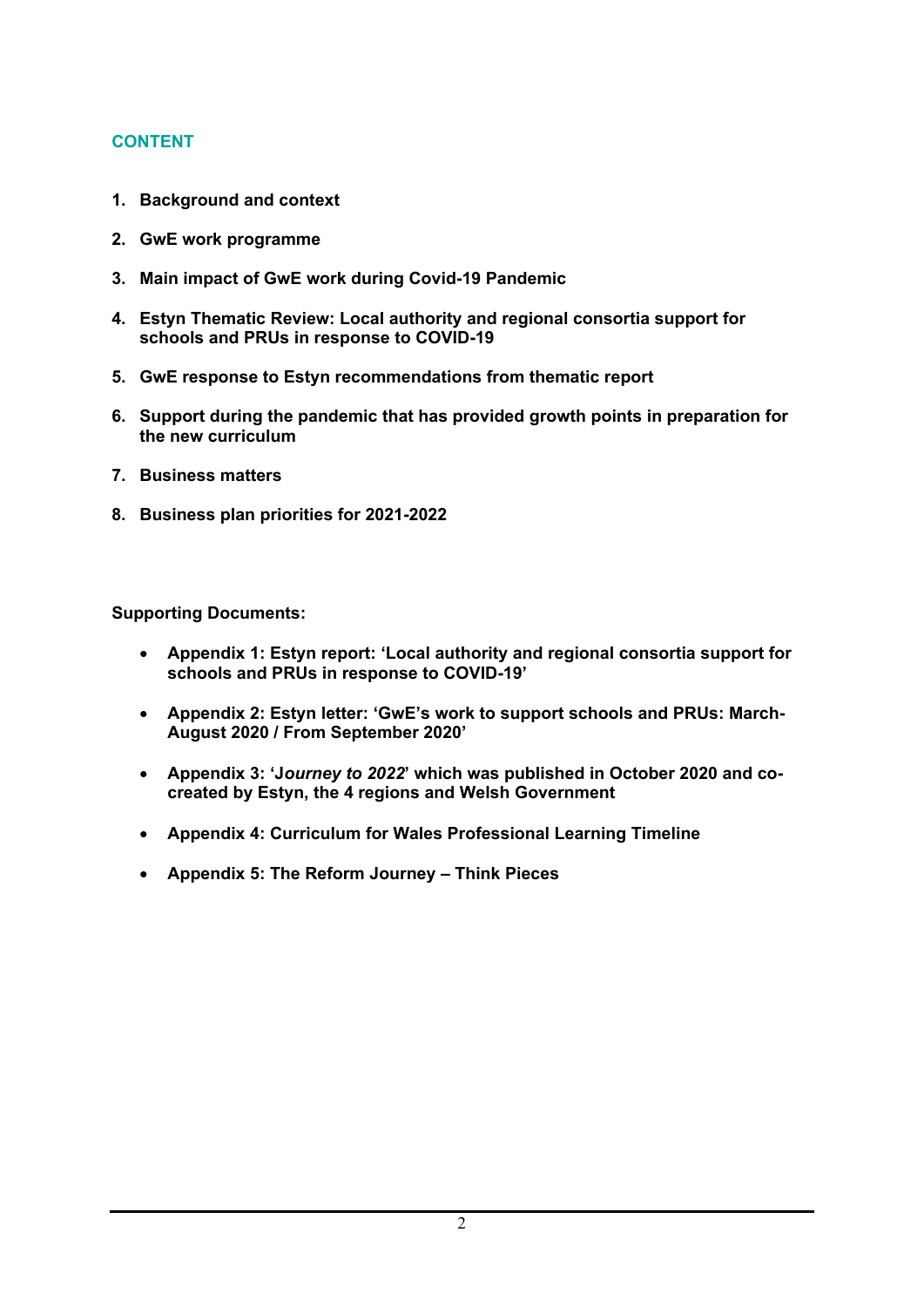## CONTENT

1. **Background and context**
2. **GwE work programme**
3. **Main impact of GwE work during Covid-19 Pandemic**
4. **Estyn Thematic Review: Local authority and regional consortia support for schools and PRUs in response to COVID-19**
5. **GwE response to Estyn recommendations from thematic report**
6. **Support during the pandemic that has provided growth points in preparation for the new curriculum**
7. **Business matters**
8. **Business plan priorities for 2021-2022**

**Supporting Documents:**

- **Appendix 1: Estyn report: 'Local authority and regional consortia support for schools and PRUs in response to COVID-19'**
- **Appendix 2: Estyn letter: 'GwE's work to support schools and PRUs: March-August 2020 / From September 2020'**
- **Appendix 3: 'J*ourney to 2022*' which was published in October 2020 and co-created by Estyn, the 4 regions and Welsh Government**
- **Appendix 4: Curriculum for Wales Professional Learning Timeline**
- **Appendix 5: The Reform Journey – Think Pieces**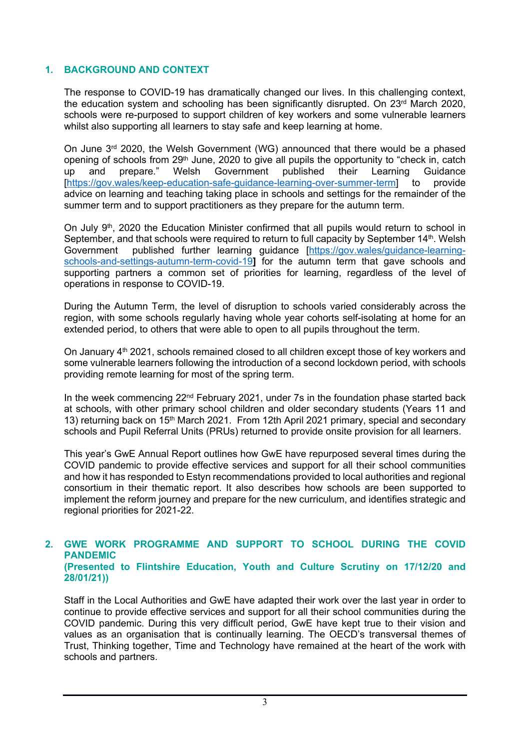## 1. BACKGROUND AND CONTEXT

The response to COVID-19 has dramatically changed our lives. In this challenging context, the education system and schooling has been significantly disrupted. On 23rd March 2020, schools were re-purposed to support children of key workers and some vulnerable learners whilst also supporting all learners to stay safe and keep learning at home.

On June 3rd 2020, the Welsh Government (WG) announced that there would be a phased opening of schools from 29th June, 2020 to give all pupils the opportunity to "check in, catch up and prepare." Welsh Government published their Learning Guidance [https://gov.wales/keep-education-safe-guidance-learning-over-summer-term] to provide advice on learning and teaching taking place in schools and settings for the remainder of the summer term and to support practitioners as they prepare for the autumn term.

On July 9th, 2020 the Education Minister confirmed that all pupils would return to school in September, and that schools were required to return to full capacity by September 14th. Welsh Government published further learning guidance [https://gov.wales/guidance-learning-schools-and-settings-autumn-term-covid-19**]** for the autumn term that gave schools and supporting partners a common set of priorities for learning, regardless of the level of operations in response to COVID-19.

During the Autumn Term, the level of disruption to schools varied considerably across the region, with some schools regularly having whole year cohorts self-isolating at home for an extended period, to others that were able to open to all pupils throughout the term.

On January 4th 2021, schools remained closed to all children except those of key workers and some vulnerable learners following the introduction of a second lockdown period, with schools providing remote learning for most of the spring term.

In the week commencing 22nd February 2021, under 7s in the foundation phase started back at schools, with other primary school children and older secondary students (Years 11 and 13) returning back on 15th March 2021. From 12th April 2021 primary, special and secondary schools and Pupil Referral Units (PRUs) returned to provide onsite provision for all learners.

This year's GwE Annual Report outlines how GwE have repurposed several times during the COVID pandemic to provide effective services and support for all their school communities and how it has responded to Estyn recommendations provided to local authorities and regional consortium in their thematic report. It also describes how schools are been supported to implement the reform journey and prepare for the new curriculum, and identifies strategic and regional priorities for 2021-22.

## 2. GWE WORK PROGRAMME AND SUPPORT TO SCHOOL DURING THE COVID PANDEMIC (Presented to Flintshire Education, Youth and Culture Scrutiny on 17/12/20 and 28/01/21)

Staff in the Local Authorities and GwE have adapted their work over the last year in order to continue to provide effective services and support for all their school communities during the COVID pandemic. During this very difficult period, GwE have kept true to their vision and values as an organisation that is continually learning. The OECD's transversal themes of Trust, Thinking together, Time and Technology have remained at the heart of the work with schools and partners.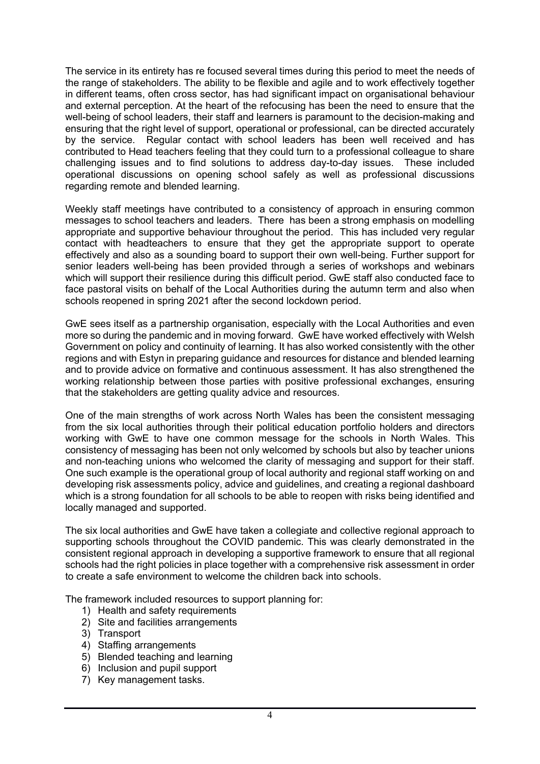The service in its entirety has re focused several times during this period to meet the needs of the range of stakeholders. The ability to be flexible and agile and to work effectively together in different teams, often cross sector, has had significant impact on organisational behaviour and external perception. At the heart of the refocusing has been the need to ensure that the well-being of school leaders, their staff and learners is paramount to the decision-making and ensuring that the right level of support, operational or professional, can be directed accurately by the service. Regular contact with school leaders has been well received and has contributed to Head teachers feeling that they could turn to a professional colleague to share challenging issues and to find solutions to address day-to-day issues. These included operational discussions on opening school safely as well as professional discussions regarding remote and blended learning.

Weekly staff meetings have contributed to a consistency of approach in ensuring common messages to school teachers and leaders. There has been a strong emphasis on modelling appropriate and supportive behaviour throughout the period. This has included very regular contact with headteachers to ensure that they get the appropriate support to operate effectively and also as a sounding board to support their own well-being. Further support for senior leaders well-being has been provided through a series of workshops and webinars which will support their resilience during this difficult period. GwE staff also conducted face to face pastoral visits on behalf of the Local Authorities during the autumn term and also when schools reopened in spring 2021 after the second lockdown period.

GwE sees itself as a partnership organisation, especially with the Local Authorities and even more so during the pandemic and in moving forward. GwE have worked effectively with Welsh Government on policy and continuity of learning. It has also worked consistently with the other regions and with Estyn in preparing guidance and resources for distance and blended learning and to provide advice on formative and continuous assessment. It has also strengthened the working relationship between those parties with positive professional exchanges, ensuring that the stakeholders are getting quality advice and resources.

One of the main strengths of work across North Wales has been the consistent messaging from the six local authorities through their political education portfolio holders and directors working with GwE to have one common message for the schools in North Wales. This consistency of messaging has been not only welcomed by schools but also by teacher unions and non-teaching unions who welcomed the clarity of messaging and support for their staff. One such example is the operational group of local authority and regional staff working on and developing risk assessments policy, advice and guidelines, and creating a regional dashboard which is a strong foundation for all schools to be able to reopen with risks being identified and locally managed and supported.

The six local authorities and GwE have taken a collegiate and collective regional approach to supporting schools throughout the COVID pandemic. This was clearly demonstrated in the consistent regional approach in developing a supportive framework to ensure that all regional schools had the right policies in place together with a comprehensive risk assessment in order to create a safe environment to welcome the children back into schools.

The framework included resources to support planning for:

1) Health and safety requirements
2) Site and facilities arrangements
3) Transport
4) Staffing arrangements
5) Blended teaching and learning
6) Inclusion and pupil support
7) Key management tasks.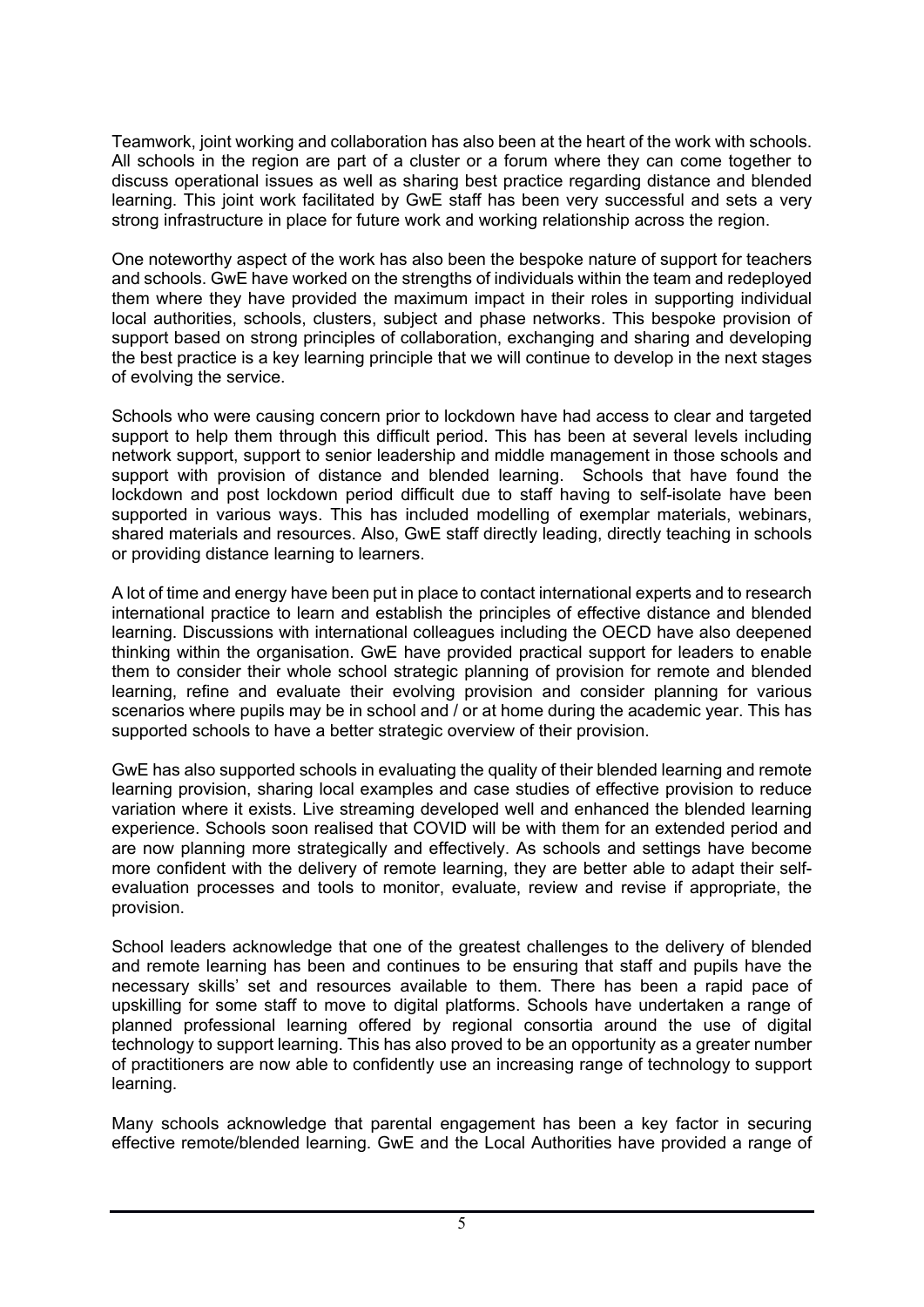Teamwork, joint working and collaboration has also been at the heart of the work with schools. All schools in the region are part of a cluster or a forum where they can come together to discuss operational issues as well as sharing best practice regarding distance and blended learning. This joint work facilitated by GwE staff has been very successful and sets a very strong infrastructure in place for future work and working relationship across the region.

One noteworthy aspect of the work has also been the bespoke nature of support for teachers and schools. GwE have worked on the strengths of individuals within the team and redeployed them where they have provided the maximum impact in their roles in supporting individual local authorities, schools, clusters, subject and phase networks. This bespoke provision of support based on strong principles of collaboration, exchanging and sharing and developing the best practice is a key learning principle that we will continue to develop in the next stages of evolving the service.

Schools who were causing concern prior to lockdown have had access to clear and targeted support to help them through this difficult period. This has been at several levels including network support, support to senior leadership and middle management in those schools and support with provision of distance and blended learning. Schools that have found the lockdown and post lockdown period difficult due to staff having to self-isolate have been supported in various ways. This has included modelling of exemplar materials, webinars, shared materials and resources. Also, GwE staff directly leading, directly teaching in schools or providing distance learning to learners.

A lot of time and energy have been put in place to contact international experts and to research international practice to learn and establish the principles of effective distance and blended learning. Discussions with international colleagues including the OECD have also deepened thinking within the organisation. GwE have provided practical support for leaders to enable them to consider their whole school strategic planning of provision for remote and blended learning, refine and evaluate their evolving provision and consider planning for various scenarios where pupils may be in school and / or at home during the academic year. This has supported schools to have a better strategic overview of their provision.

GwE has also supported schools in evaluating the quality of their blended learning and remote learning provision, sharing local examples and case studies of effective provision to reduce variation where it exists. Live streaming developed well and enhanced the blended learning experience. Schools soon realised that COVID will be with them for an extended period and are now planning more strategically and effectively. As schools and settings have become more confident with the delivery of remote learning, they are better able to adapt their self-evaluation processes and tools to monitor, evaluate, review and revise if appropriate, the provision.

School leaders acknowledge that one of the greatest challenges to the delivery of blended and remote learning has been and continues to be ensuring that staff and pupils have the necessary skills' set and resources available to them. There has been a rapid pace of upskilling for some staff to move to digital platforms. Schools have undertaken a range of planned professional learning offered by regional consortia around the use of digital technology to support learning. This has also proved to be an opportunity as a greater number of practitioners are now able to confidently use an increasing range of technology to support learning.

Many schools acknowledge that parental engagement has been a key factor in securing effective remote/blended learning. GwE and the Local Authorities have provided a range of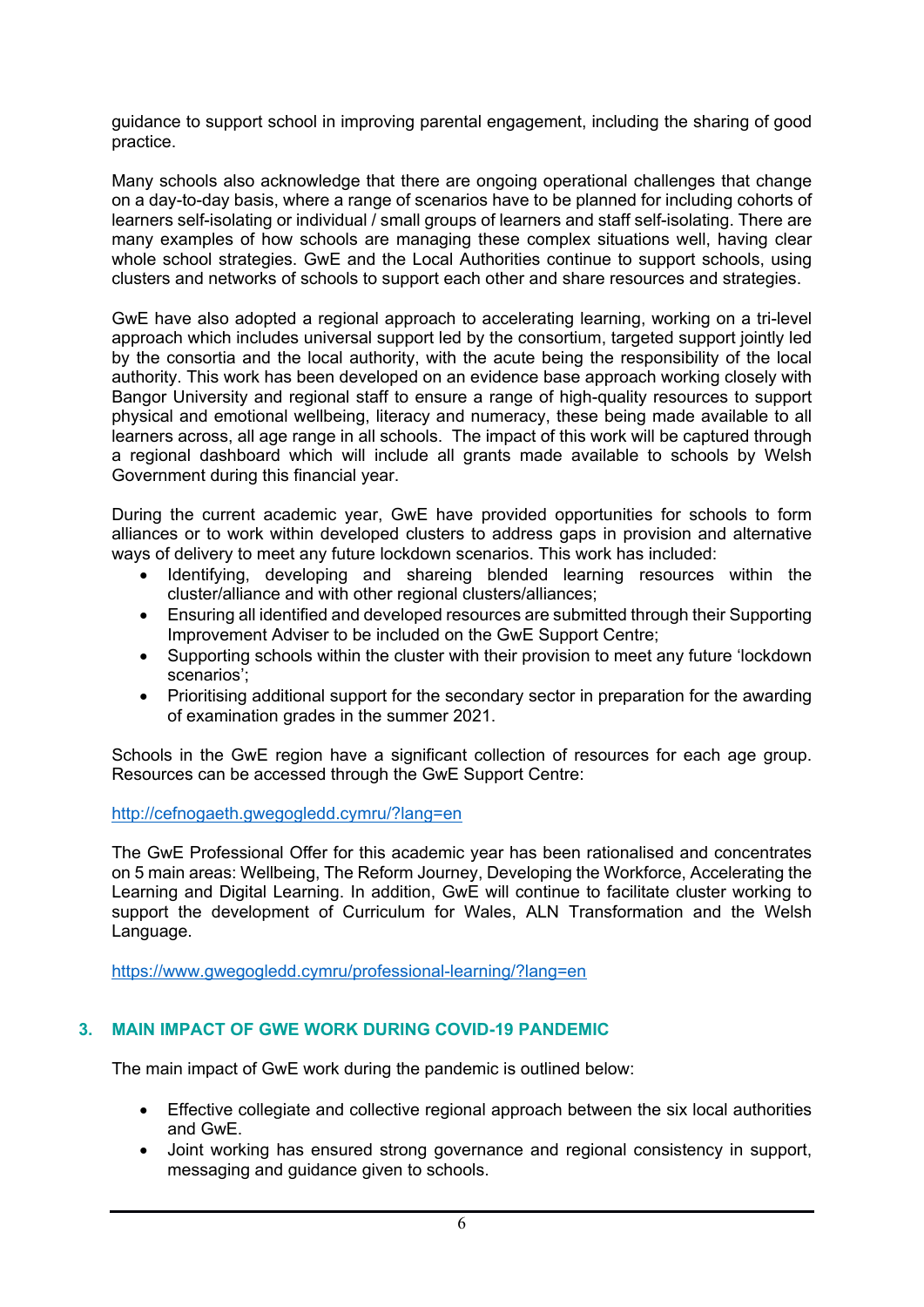guidance to support school in improving parental engagement, including the sharing of good practice.

Many schools also acknowledge that there are ongoing operational challenges that change on a day-to-day basis, where a range of scenarios have to be planned for including cohorts of learners self-isolating or individual / small groups of learners and staff self-isolating. There are many examples of how schools are managing these complex situations well, having clear whole school strategies. GwE and the Local Authorities continue to support schools, using clusters and networks of schools to support each other and share resources and strategies.

GwE have also adopted a regional approach to accelerating learning, working on a tri-level approach which includes universal support led by the consortium, targeted support jointly led by the consortia and the local authority, with the acute being the responsibility of the local authority. This work has been developed on an evidence base approach working closely with Bangor University and regional staff to ensure a range of high-quality resources to support physical and emotional wellbeing, literacy and numeracy, these being made available to all learners across, all age range in all schools. The impact of this work will be captured through a regional dashboard which will include all grants made available to schools by Welsh Government during this financial year.

During the current academic year, GwE have provided opportunities for schools to form alliances or to work within developed clusters to address gaps in provision and alternative ways of delivery to meet any future lockdown scenarios. This work has included:

- Identifying, developing and shareing blended learning resources within the cluster/alliance and with other regional clusters/alliances;
- Ensuring all identified and developed resources are submitted through their Supporting Improvement Adviser to be included on the GwE Support Centre;
- Supporting schools within the cluster with their provision to meet any future 'lockdown scenarios';
- Prioritising additional support for the secondary sector in preparation for the awarding of examination grades in the summer 2021.

Schools in the GwE region have a significant collection of resources for each age group. Resources can be accessed through the GwE Support Centre:

http://cefnogaeth.gwegogledd.cymru/?lang=en

The GwE Professional Offer for this academic year has been rationalised and concentrates on 5 main areas: Wellbeing, The Reform Journey, Developing the Workforce, Accelerating the Learning and Digital Learning. In addition, GwE will continue to facilitate cluster working to support the development of Curriculum for Wales, ALN Transformation and the Welsh Language.

https://www.gwegogledd.cymru/professional-learning/?lang=en

## 3. MAIN IMPACT OF GWE WORK DURING COVID-19 PANDEMIC

The main impact of GwE work during the pandemic is outlined below:

- Effective collegiate and collective regional approach between the six local authorities and GwE.
- Joint working has ensured strong governance and regional consistency in support, messaging and guidance given to schools.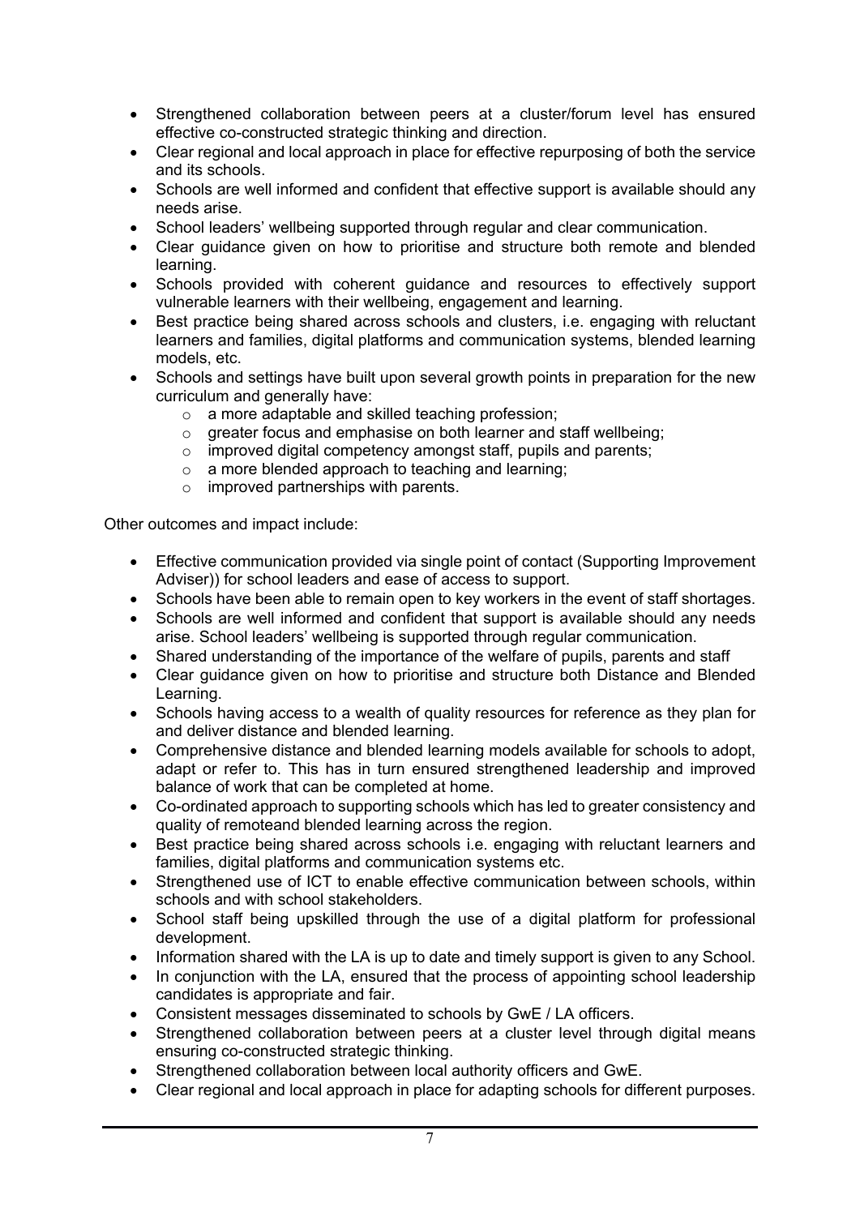- Strengthened collaboration between peers at a cluster/forum level has ensured effective co-constructed strategic thinking and direction.
- Clear regional and local approach in place for effective repurposing of both the service and its schools.
- Schools are well informed and confident that effective support is available should any needs arise.
- School leaders' wellbeing supported through regular and clear communication.
- Clear guidance given on how to prioritise and structure both remote and blended learning.
- Schools provided with coherent guidance and resources to effectively support vulnerable learners with their wellbeing, engagement and learning.
- Best practice being shared across schools and clusters, i.e. engaging with reluctant learners and families, digital platforms and communication systems, blended learning models, etc.
- Schools and settings have built upon several growth points in preparation for the new curriculum and generally have:
  - a more adaptable and skilled teaching profession;
  - greater focus and emphasise on both learner and staff wellbeing;
  - improved digital competency amongst staff, pupils and parents;
  - a more blended approach to teaching and learning;
  - improved partnerships with parents.

Other outcomes and impact include:

- Effective communication provided via single point of contact (Supporting Improvement Adviser)) for school leaders and ease of access to support.
- Schools have been able to remain open to key workers in the event of staff shortages.
- Schools are well informed and confident that support is available should any needs arise. School leaders' wellbeing is supported through regular communication.
- Shared understanding of the importance of the welfare of pupils, parents and staff
- Clear guidance given on how to prioritise and structure both Distance and Blended Learning.
- Schools having access to a wealth of quality resources for reference as they plan for and deliver distance and blended learning.
- Comprehensive distance and blended learning models available for schools to adopt, adapt or refer to. This has in turn ensured strengthened leadership and improved balance of work that can be completed at home.
- Co-ordinated approach to supporting schools which has led to greater consistency and quality of remoteand blended learning across the region.
- Best practice being shared across schools i.e. engaging with reluctant learners and families, digital platforms and communication systems etc.
- Strengthened use of ICT to enable effective communication between schools, within schools and with school stakeholders.
- School staff being upskilled through the use of a digital platform for professional development.
- Information shared with the LA is up to date and timely support is given to any School.
- In conjunction with the LA, ensured that the process of appointing school leadership candidates is appropriate and fair.
- Consistent messages disseminated to schools by GwE / LA officers.
- Strengthened collaboration between peers at a cluster level through digital means ensuring co-constructed strategic thinking.
- Strengthened collaboration between local authority officers and GwE.
- Clear regional and local approach in place for adapting schools for different purposes.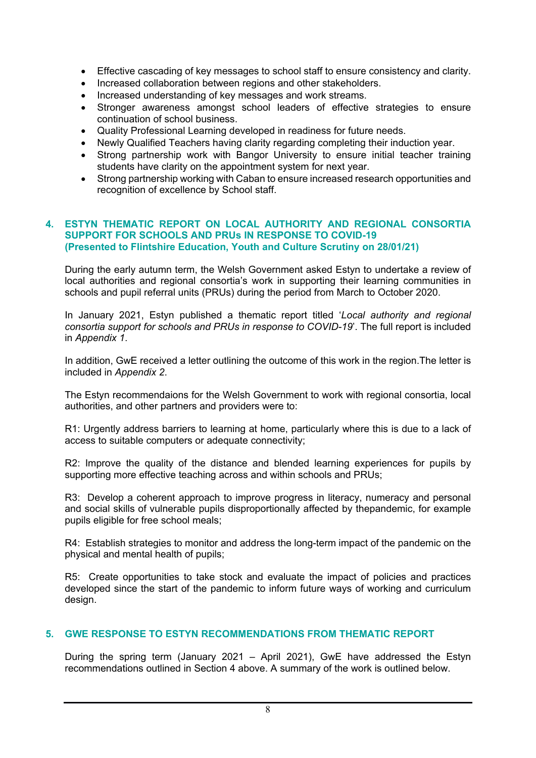- Effective cascading of key messages to school staff to ensure consistency and clarity.
- Increased collaboration between regions and other stakeholders.
- Increased understanding of key messages and work streams.
- Stronger awareness amongst school leaders of effective strategies to ensure continuation of school business.
- Quality Professional Learning developed in readiness for future needs.
- Newly Qualified Teachers having clarity regarding completing their induction year.
- Strong partnership work with Bangor University to ensure initial teacher training students have clarity on the appointment system for next year.
- Strong partnership working with Caban to ensure increased research opportunities and recognition of excellence by School staff.

## 4. ESTYN THEMATIC REPORT ON LOCAL AUTHORITY AND REGIONAL CONSORTIA SUPPORT FOR SCHOOLS AND PRUs IN RESPONSE TO COVID-19 (Presented to Flintshire Education, Youth and Culture Scrutiny on 28/01/21)

During the early autumn term, the Welsh Government asked Estyn to undertake a review of local authorities and regional consortia's work in supporting their learning communities in schools and pupil referral units (PRUs) during the period from March to October 2020.

In January 2021, Estyn published a thematic report titled '*Local authority and regional consortia support for schools and PRUs in response to COVID-19*'. The full report is included in *Appendix 1*.

In addition, GwE received a letter outlining the outcome of this work in the region.The letter is included in *Appendix 2*.

The Estyn recommendaions for the Welsh Government to work with regional consortia, local authorities, and other partners and providers were to:

R1: Urgently address barriers to learning at home, particularly where this is due to a lack of access to suitable computers or adequate connectivity;

R2: Improve the quality of the distance and blended learning experiences for pupils by supporting more effective teaching across and within schools and PRUs;

R3: Develop a coherent approach to improve progress in literacy, numeracy and personal and social skills of vulnerable pupils disproportionally affected by thepandemic, for example pupils eligible for free school meals;

R4: Establish strategies to monitor and address the long-term impact of the pandemic on the physical and mental health of pupils;

R5: Create opportunities to take stock and evaluate the impact of policies and practices developed since the start of the pandemic to inform future ways of working and curriculum design.

## 5. GWE RESPONSE TO ESTYN RECOMMENDATIONS FROM THEMATIC REPORT

During the spring term (January 2021 – April 2021), GwE have addressed the Estyn recommendations outlined in Section 4 above. A summary of the work is outlined below.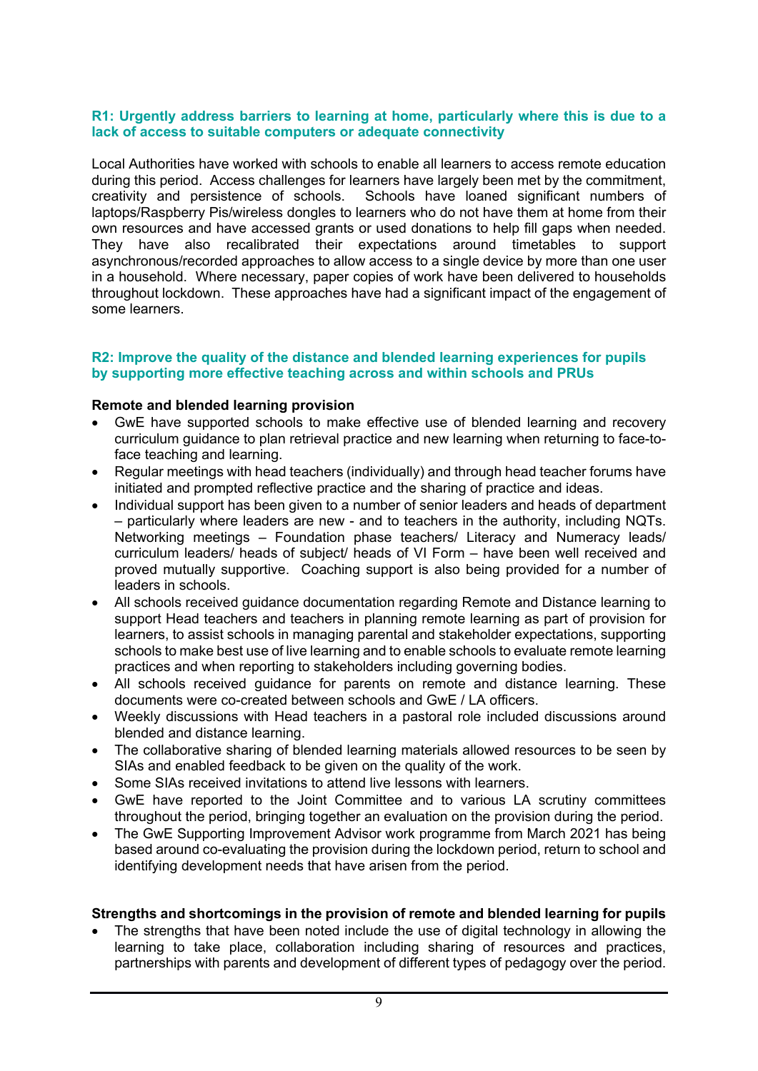### R1: Urgently address barriers to learning at home, particularly where this is due to a lack of access to suitable computers or adequate connectivity

Local Authorities have worked with schools to enable all learners to access remote education during this period. Access challenges for learners have largely been met by the commitment, creativity and persistence of schools. Schools have loaned significant numbers of laptops/Raspberry Pis/wireless dongles to learners who do not have them at home from their own resources and have accessed grants or used donations to help fill gaps when needed. They have also recalibrated their expectations around timetables to support asynchronous/recorded approaches to allow access to a single device by more than one user in a household. Where necessary, paper copies of work have been delivered to households throughout lockdown. These approaches have had a significant impact of the engagement of some learners.

### R2: Improve the quality of the distance and blended learning experiences for pupils by supporting more effective teaching across and within schools and PRUs

**Remote and blended learning provision**

- GwE have supported schools to make effective use of blended learning and recovery curriculum guidance to plan retrieval practice and new learning when returning to face-to-face teaching and learning.
- Regular meetings with head teachers (individually) and through head teacher forums have initiated and prompted reflective practice and the sharing of practice and ideas.
- Individual support has been given to a number of senior leaders and heads of department – particularly where leaders are new - and to teachers in the authority, including NQTs. Networking meetings – Foundation phase teachers/ Literacy and Numeracy leads/ curriculum leaders/ heads of subject/ heads of VI Form – have been well received and proved mutually supportive. Coaching support is also being provided for a number of leaders in schools.
- All schools received guidance documentation regarding Remote and Distance learning to support Head teachers and teachers in planning remote learning as part of provision for learners, to assist schools in managing parental and stakeholder expectations, supporting schools to make best use of live learning and to enable schools to evaluate remote learning practices and when reporting to stakeholders including governing bodies.
- All schools received guidance for parents on remote and distance learning. These documents were co-created between schools and GwE / LA officers.
- Weekly discussions with Head teachers in a pastoral role included discussions around blended and distance learning.
- The collaborative sharing of blended learning materials allowed resources to be seen by SIAs and enabled feedback to be given on the quality of the work.
- Some SIAs received invitations to attend live lessons with learners.
- GwE have reported to the Joint Committee and to various LA scrutiny committees throughout the period, bringing together an evaluation on the provision during the period.
- The GwE Supporting Improvement Advisor work programme from March 2021 has being based around co-evaluating the provision during the lockdown period, return to school and identifying development needs that have arisen from the period.

**Strengths and shortcomings in the provision of remote and blended learning for pupils**

- The strengths that have been noted include the use of digital technology in allowing the learning to take place, collaboration including sharing of resources and practices, partnerships with parents and development of different types of pedagogy over the period.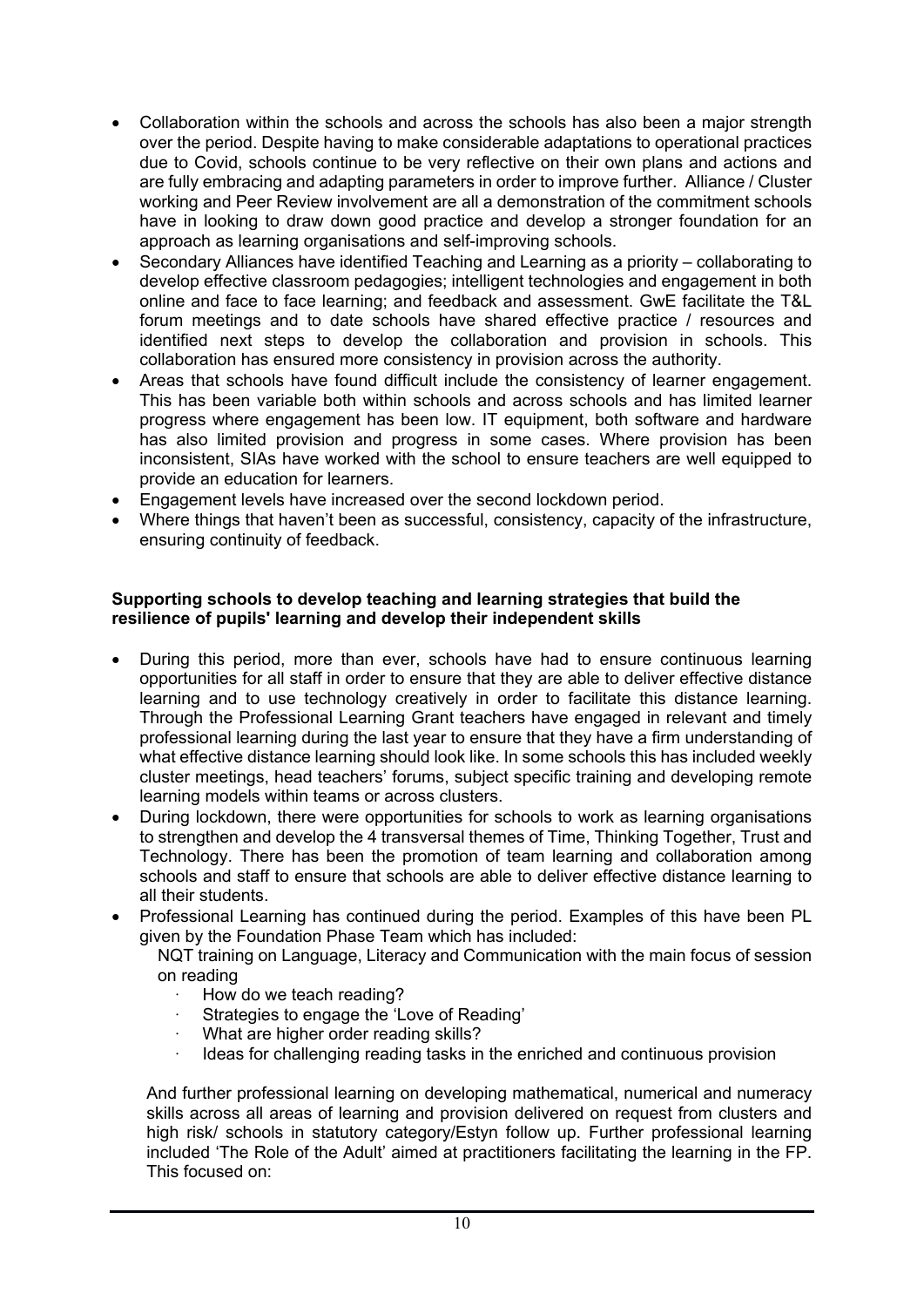- Collaboration within the schools and across the schools has also been a major strength over the period. Despite having to make considerable adaptations to operational practices due to Covid, schools continue to be very reflective on their own plans and actions and are fully embracing and adapting parameters in order to improve further. Alliance / Cluster working and Peer Review involvement are all a demonstration of the commitment schools have in looking to draw down good practice and develop a stronger foundation for an approach as learning organisations and self-improving schools.
- Secondary Alliances have identified Teaching and Learning as a priority – collaborating to develop effective classroom pedagogies; intelligent technologies and engagement in both online and face to face learning; and feedback and assessment. GwE facilitate the T&L forum meetings and to date schools have shared effective practice / resources and identified next steps to develop the collaboration and provision in schools. This collaboration has ensured more consistency in provision across the authority.
- Areas that schools have found difficult include the consistency of learner engagement. This has been variable both within schools and across schools and has limited learner progress where engagement has been low. IT equipment, both software and hardware has also limited provision and progress in some cases. Where provision has been inconsistent, SIAs have worked with the school to ensure teachers are well equipped to provide an education for learners.
- Engagement levels have increased over the second lockdown period.
- Where things that haven't been as successful, consistency, capacity of the infrastructure, ensuring continuity of feedback.

**Supporting schools to develop teaching and learning strategies that build the resilience of pupils' learning and develop their independent skills**

- During this period, more than ever, schools have had to ensure continuous learning opportunities for all staff in order to ensure that they are able to deliver effective distance learning and to use technology creatively in order to facilitate this distance learning. Through the Professional Learning Grant teachers have engaged in relevant and timely professional learning during the last year to ensure that they have a firm understanding of what effective distance learning should look like. In some schools this has included weekly cluster meetings, head teachers' forums, subject specific training and developing remote learning models within teams or across clusters.
- During lockdown, there were opportunities for schools to work as learning organisations to strengthen and develop the 4 transversal themes of Time, Thinking Together, Trust and Technology. There has been the promotion of team learning and collaboration among schools and staff to ensure that schools are able to deliver effective distance learning to all their students.
- Professional Learning has continued during the period. Examples of this have been PL given by the Foundation Phase Team which has included:

  NQT training on Language, Literacy and Communication with the main focus of session on reading

  - How do we teach reading?
  - Strategies to engage the 'Love of Reading'
  - What are higher order reading skills?
  - Ideas for challenging reading tasks in the enriched and continuous provision

  And further professional learning on developing mathematical, numerical and numeracy skills across all areas of learning and provision delivered on request from clusters and high risk/ schools in statutory category/Estyn follow up. Further professional learning included 'The Role of the Adult' aimed at practitioners facilitating the learning in the FP. This focused on: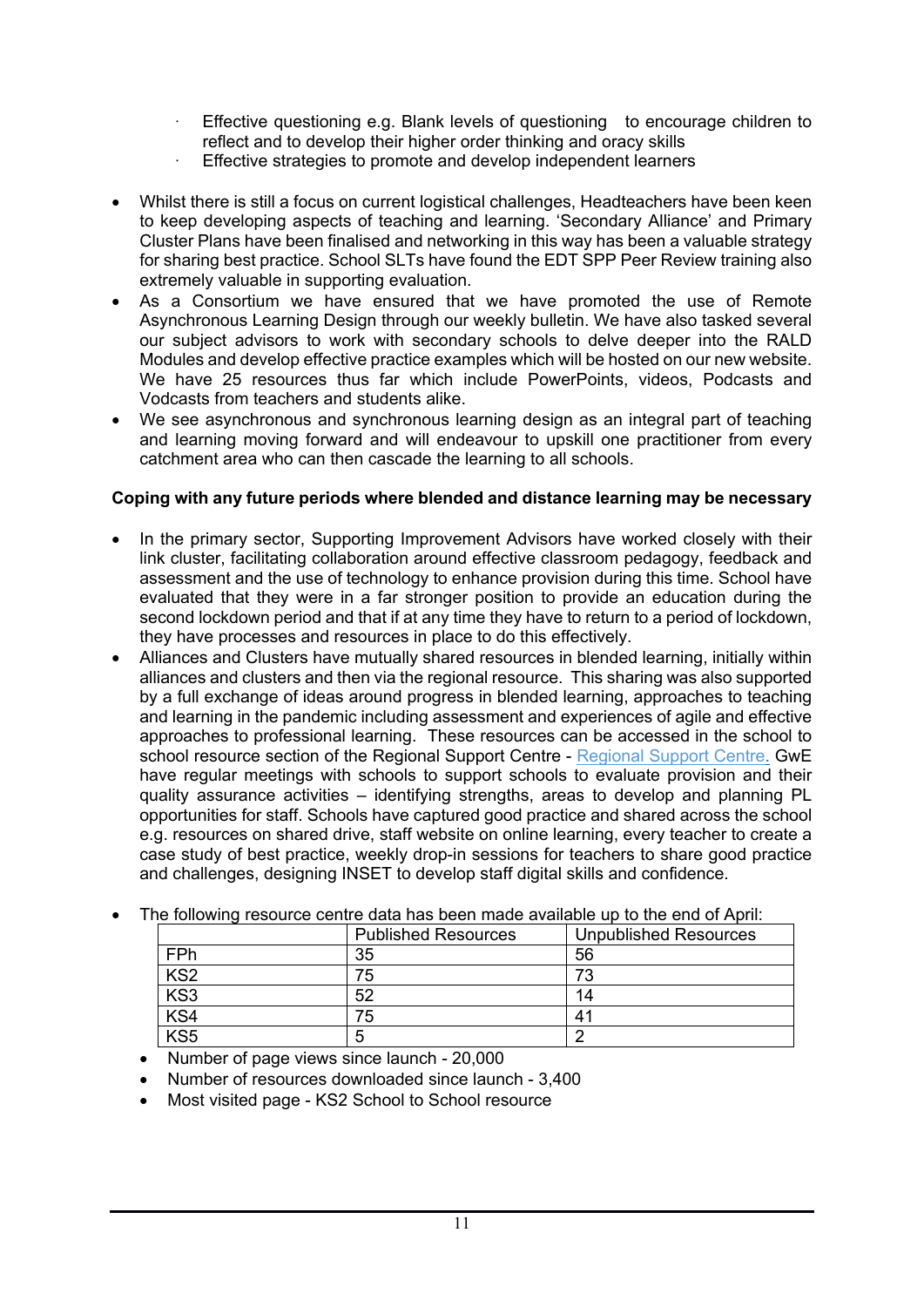- Effective questioning e.g. Blank levels of questioning to encourage children to reflect and to develop their higher order thinking and oracy skills
- Effective strategies to promote and develop independent learners

- Whilst there is still a focus on current logistical challenges, Headteachers have been keen to keep developing aspects of teaching and learning. 'Secondary Alliance' and Primary Cluster Plans have been finalised and networking in this way has been a valuable strategy for sharing best practice. School SLTs have found the EDT SPP Peer Review training also extremely valuable in supporting evaluation.
- As a Consortium we have ensured that we have promoted the use of Remote Asynchronous Learning Design through our weekly bulletin. We have also tasked several our subject advisors to work with secondary schools to delve deeper into the RALD Modules and develop effective practice examples which will be hosted on our new website. We have 25 resources thus far which include PowerPoints, videos, Podcasts and Vodcasts from teachers and students alike.
- We see asynchronous and synchronous learning design as an integral part of teaching and learning moving forward and will endeavour to upskill one practitioner from every catchment area who can then cascade the learning to all schools.

**Coping with any future periods where blended and distance learning may be necessary**

- In the primary sector, Supporting Improvement Advisors have worked closely with their link cluster, facilitating collaboration around effective classroom pedagogy, feedback and assessment and the use of technology to enhance provision during this time. School have evaluated that they were in a far stronger position to provide an education during the second lockdown period and that if at any time they have to return to a period of lockdown, they have processes and resources in place to do this effectively.
- Alliances and Clusters have mutually shared resources in blended learning, initially within alliances and clusters and then via the regional resource. This sharing was also supported by a full exchange of ideas around progress in blended learning, approaches to teaching and learning in the pandemic including assessment and experiences of agile and effective approaches to professional learning. These resources can be accessed in the school to school resource section of the Regional Support Centre - Regional Support Centre. GwE have regular meetings with schools to support schools to evaluate provision and their quality assurance activities – identifying strengths, areas to develop and planning PL opportunities for staff. Schools have captured good practice and shared across the school e.g. resources on shared drive, staff website on online learning, every teacher to create a case study of best practice, weekly drop-in sessions for teachers to share good practice and challenges, designing INSET to develop staff digital skills and confidence.

- The following resource centre data has been made available up to the end of April:

| | Published Resources | Unpublished Resources |
|---|---|---|
| FPh | 35 | 56 |
| KS2 | 75 | 73 |
| KS3 | 52 | 14 |
| KS4 | 75 | 41 |
| KS5 | 5 | 2 |

  - Number of page views since launch - 20,000
  - Number of resources downloaded since launch - 3,400
  - Most visited page - KS2 School to School resource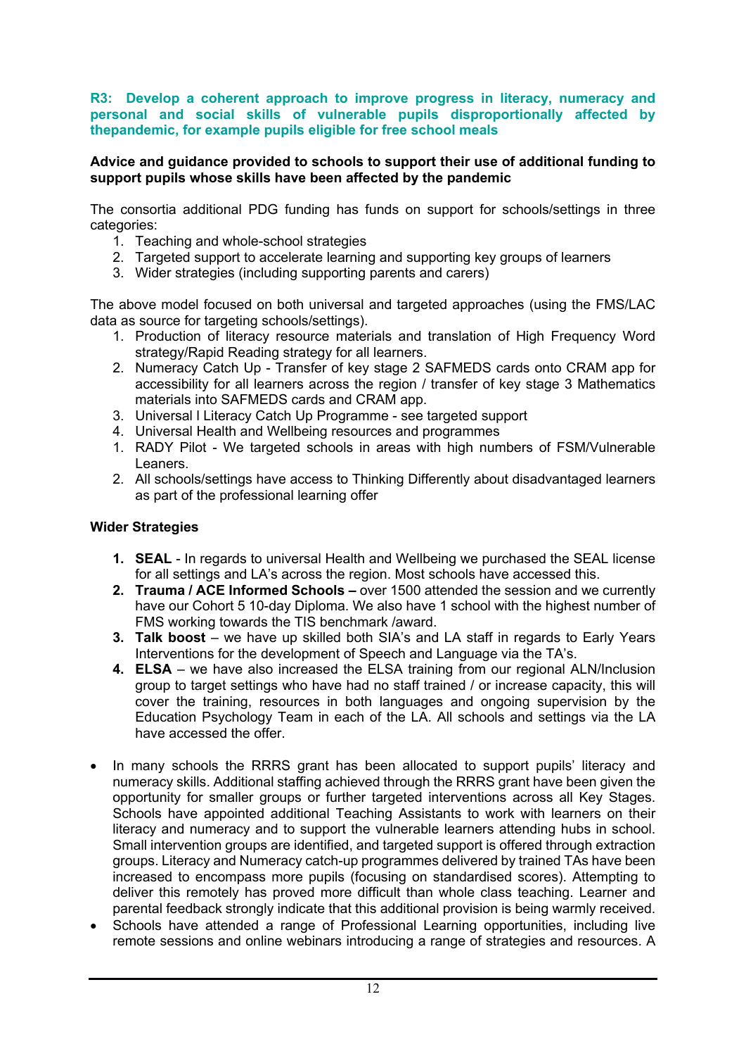**R3: Develop a coherent approach to improve progress in literacy, numeracy and personal and social skills of vulnerable pupils disproportionally affected by thepandemic, for example pupils eligible for free school meals**

**Advice and guidance provided to schools to support their use of additional funding to support pupils whose skills have been affected by the pandemic**

The consortia additional PDG funding has funds on support for schools/settings in three categories:

1. Teaching and whole-school strategies
2. Targeted support to accelerate learning and supporting key groups of learners
3. Wider strategies (including supporting parents and carers)

The above model focused on both universal and targeted approaches (using the FMS/LAC data as source for targeting schools/settings).

1. Production of literacy resource materials and translation of High Frequency Word strategy/Rapid Reading strategy for all learners.
2. Numeracy Catch Up - Transfer of key stage 2 SAFMEDS cards onto CRAM app for accessibility for all learners across the region / transfer of key stage 3 Mathematics materials into SAFMEDS cards and CRAM app.
3. Universal l Literacy Catch Up Programme - see targeted support
4. Universal Health and Wellbeing resources and programmes

1. RADY Pilot - We targeted schools in areas with high numbers of FSM/Vulnerable Leaners.
2. All schools/settings have access to Thinking Differently about disadvantaged learners as part of the professional learning offer

**Wider Strategies**

1. **SEAL** - In regards to universal Health and Wellbeing we purchased the SEAL license for all settings and LA's across the region. Most schools have accessed this.
2. **Trauma / ACE Informed Schools –** over 1500 attended the session and we currently have our Cohort 5 10-day Diploma. We also have 1 school with the highest number of FMS working towards the TIS benchmark /award.
3. **Talk boost** – we have up skilled both SIA's and LA staff in regards to Early Years Interventions for the development of Speech and Language via the TA's.
4. **ELSA** – we have also increased the ELSA training from our regional ALN/Inclusion group to target settings who have had no staff trained / or increase capacity, this will cover the training, resources in both languages and ongoing supervision by the Education Psychology Team in each of the LA. All schools and settings via the LA have accessed the offer.

- In many schools the RRRS grant has been allocated to support pupils' literacy and numeracy skills. Additional staffing achieved through the RRRS grant have been given the opportunity for smaller groups or further targeted interventions across all Key Stages. Schools have appointed additional Teaching Assistants to work with learners on their literacy and numeracy and to support the vulnerable learners attending hubs in school. Small intervention groups are identified, and targeted support is offered through extraction groups. Literacy and Numeracy catch-up programmes delivered by trained TAs have been increased to encompass more pupils (focusing on standardised scores). Attempting to deliver this remotely has proved more difficult than whole class teaching. Learner and parental feedback strongly indicate that this additional provision is being warmly received.
- Schools have attended a range of Professional Learning opportunities, including live remote sessions and online webinars introducing a range of strategies and resources. A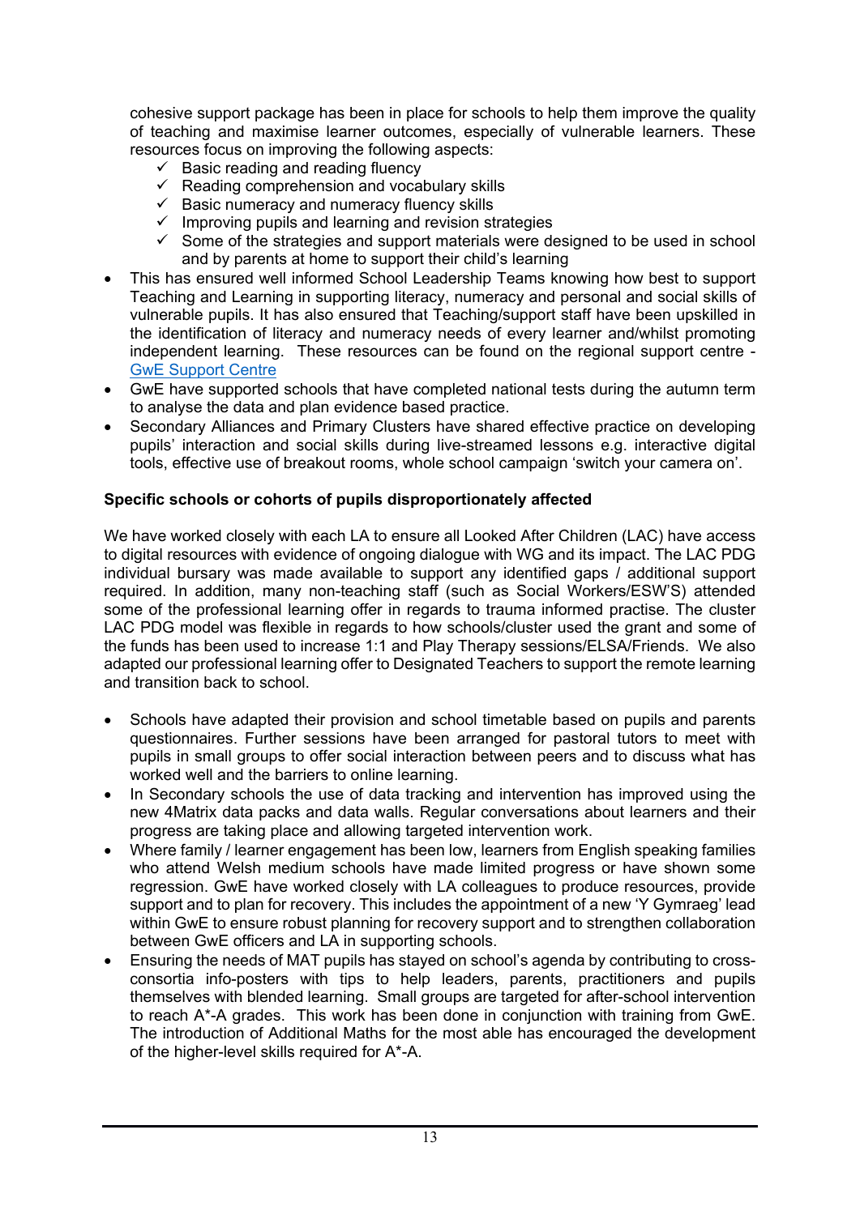cohesive support package has been in place for schools to help them improve the quality of teaching and maximise learner outcomes, especially of vulnerable learners. These resources focus on improving the following aspects:

  - ✓ Basic reading and reading fluency
  - ✓ Reading comprehension and vocabulary skills
  - ✓ Basic numeracy and numeracy fluency skills
  - ✓ Improving pupils and learning and revision strategies
  - ✓ Some of the strategies and support materials were designed to be used in school and by parents at home to support their child's learning

- This has ensured well informed School Leadership Teams knowing how best to support Teaching and Learning in supporting literacy, numeracy and personal and social skills of vulnerable pupils. It has also ensured that Teaching/support staff have been upskilled in the identification of literacy and numeracy needs of every learner and/whilst promoting independent learning. These resources can be found on the regional support centre - GwE Support Centre
- GwE have supported schools that have completed national tests during the autumn term to analyse the data and plan evidence based practice.
- Secondary Alliances and Primary Clusters have shared effective practice on developing pupils' interaction and social skills during live-streamed lessons e.g. interactive digital tools, effective use of breakout rooms, whole school campaign 'switch your camera on'.

**Specific schools or cohorts of pupils disproportionately affected**

We have worked closely with each LA to ensure all Looked After Children (LAC) have access to digital resources with evidence of ongoing dialogue with WG and its impact. The LAC PDG individual bursary was made available to support any identified gaps / additional support required. In addition, many non-teaching staff (such as Social Workers/ESW'S) attended some of the professional learning offer in regards to trauma informed practise. The cluster LAC PDG model was flexible in regards to how schools/cluster used the grant and some of the funds has been used to increase 1:1 and Play Therapy sessions/ELSA/Friends. We also adapted our professional learning offer to Designated Teachers to support the remote learning and transition back to school.

- Schools have adapted their provision and school timetable based on pupils and parents questionnaires. Further sessions have been arranged for pastoral tutors to meet with pupils in small groups to offer social interaction between peers and to discuss what has worked well and the barriers to online learning.
- In Secondary schools the use of data tracking and intervention has improved using the new 4Matrix data packs and data walls. Regular conversations about learners and their progress are taking place and allowing targeted intervention work.
- Where family / learner engagement has been low, learners from English speaking families who attend Welsh medium schools have made limited progress or have shown some regression. GwE have worked closely with LA colleagues to produce resources, provide support and to plan for recovery. This includes the appointment of a new 'Y Gymraeg' lead within GwE to ensure robust planning for recovery support and to strengthen collaboration between GwE officers and LA in supporting schools.
- Ensuring the needs of MAT pupils has stayed on school's agenda by contributing to cross-consortia info-posters with tips to help leaders, parents, practitioners and pupils themselves with blended learning. Small groups are targeted for after-school intervention to reach A*-A grades. This work has been done in conjunction with training from GwE. The introduction of Additional Maths for the most able has encouraged the development of the higher-level skills required for A*-A.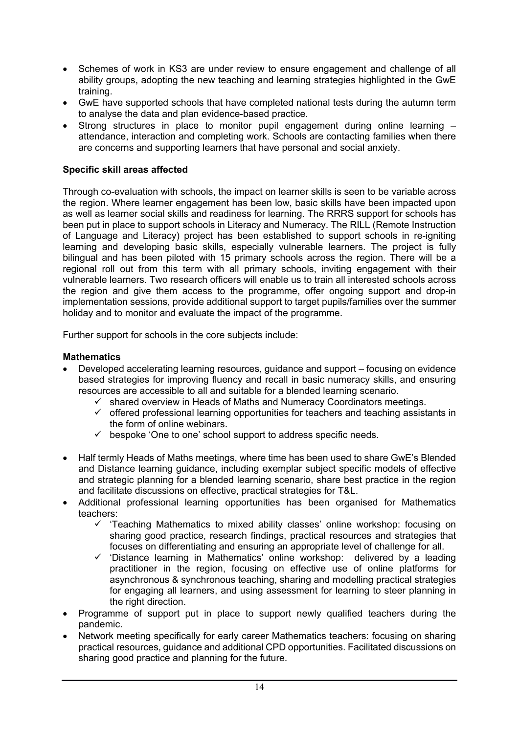- Schemes of work in KS3 are under review to ensure engagement and challenge of all ability groups, adopting the new teaching and learning strategies highlighted in the GwE training.
- GwE have supported schools that have completed national tests during the autumn term to analyse the data and plan evidence-based practice.
- Strong structures in place to monitor pupil engagement during online learning – attendance, interaction and completing work. Schools are contacting families when there are concerns and supporting learners that have personal and social anxiety.

**Specific skill areas affected**

Through co-evaluation with schools, the impact on learner skills is seen to be variable across the region. Where learner engagement has been low, basic skills have been impacted upon as well as learner social skills and readiness for learning. The RRRS support for schools has been put in place to support schools in Literacy and Numeracy. The RILL (Remote Instruction of Language and Literacy) project has been established to support schools in re-igniting learning and developing basic skills, especially vulnerable learners. The project is fully bilingual and has been piloted with 15 primary schools across the region. There will be a regional roll out from this term with all primary schools, inviting engagement with their vulnerable learners. Two research officers will enable us to train all interested schools across the region and give them access to the programme, offer ongoing support and drop-in implementation sessions, provide additional support to target pupils/families over the summer holiday and to monitor and evaluate the impact of the programme.

Further support for schools in the core subjects include:

**Mathematics**

- Developed accelerating learning resources, guidance and support – focusing on evidence based strategies for improving fluency and recall in basic numeracy skills, and ensuring resources are accessible to all and suitable for a blended learning scenario.
  - ✓ shared overview in Heads of Maths and Numeracy Coordinators meetings.
  - ✓ offered professional learning opportunities for teachers and teaching assistants in the form of online webinars.
  - ✓ bespoke 'One to one' school support to address specific needs.
- Half termly Heads of Maths meetings, where time has been used to share GwE's Blended and Distance learning guidance, including exemplar subject specific models of effective and strategic planning for a blended learning scenario, share best practice in the region and facilitate discussions on effective, practical strategies for T&L.
- Additional professional learning opportunities has been organised for Mathematics teachers:
  - ✓ 'Teaching Mathematics to mixed ability classes' online workshop: focusing on sharing good practice, research findings, practical resources and strategies that focuses on differentiating and ensuring an appropriate level of challenge for all.
  - ✓ 'Distance learning in Mathematics' online workshop: delivered by a leading practitioner in the region, focusing on effective use of online platforms for asynchronous & synchronous teaching, sharing and modelling practical strategies for engaging all learners, and using assessment for learning to steer planning in the right direction.
- Programme of support put in place to support newly qualified teachers during the pandemic.
- Network meeting specifically for early career Mathematics teachers: focusing on sharing practical resources, guidance and additional CPD opportunities. Facilitated discussions on sharing good practice and planning for the future.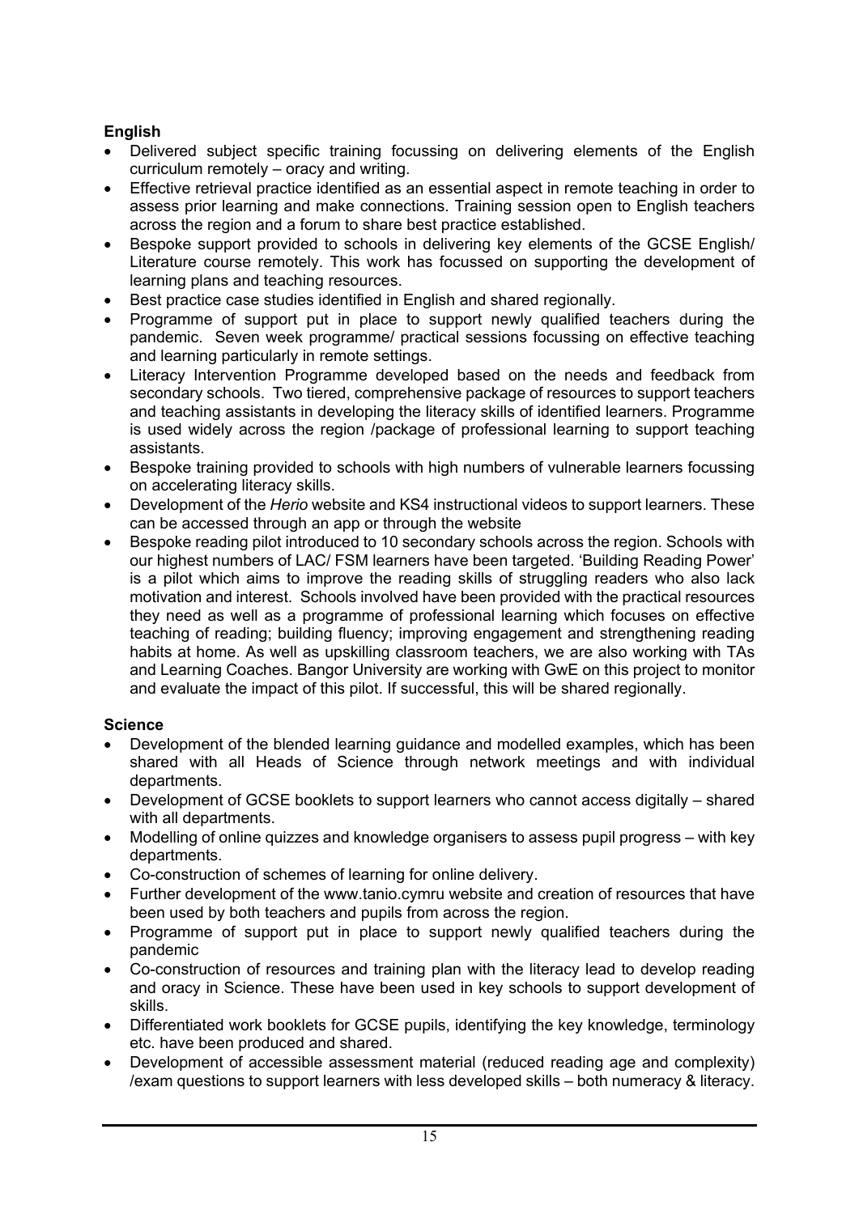**English**

- Delivered subject specific training focussing on delivering elements of the English curriculum remotely – oracy and writing.
- Effective retrieval practice identified as an essential aspect in remote teaching in order to assess prior learning and make connections. Training session open to English teachers across the region and a forum to share best practice established.
- Bespoke support provided to schools in delivering key elements of the GCSE English/ Literature course remotely. This work has focussed on supporting the development of learning plans and teaching resources.
- Best practice case studies identified in English and shared regionally.
- Programme of support put in place to support newly qualified teachers during the pandemic. Seven week programme/ practical sessions focussing on effective teaching and learning particularly in remote settings.
- Literacy Intervention Programme developed based on the needs and feedback from secondary schools. Two tiered, comprehensive package of resources to support teachers and teaching assistants in developing the literacy skills of identified learners. Programme is used widely across the region /package of professional learning to support teaching assistants.
- Bespoke training provided to schools with high numbers of vulnerable learners focussing on accelerating literacy skills.
- Development of the *Herio* website and KS4 instructional videos to support learners. These can be accessed through an app or through the website
- Bespoke reading pilot introduced to 10 secondary schools across the region. Schools with our highest numbers of LAC/ FSM learners have been targeted. 'Building Reading Power' is a pilot which aims to improve the reading skills of struggling readers who also lack motivation and interest. Schools involved have been provided with the practical resources they need as well as a programme of professional learning which focuses on effective teaching of reading; building fluency; improving engagement and strengthening reading habits at home. As well as upskilling classroom teachers, we are also working with TAs and Learning Coaches. Bangor University are working with GwE on this project to monitor and evaluate the impact of this pilot. If successful, this will be shared regionally.

**Science**

- Development of the blended learning guidance and modelled examples, which has been shared with all Heads of Science through network meetings and with individual departments.
- Development of GCSE booklets to support learners who cannot access digitally – shared with all departments.
- Modelling of online quizzes and knowledge organisers to assess pupil progress – with key departments.
- Co-construction of schemes of learning for online delivery.
- Further development of the www.tanio.cymru website and creation of resources that have been used by both teachers and pupils from across the region.
- Programme of support put in place to support newly qualified teachers during the pandemic
- Co-construction of resources and training plan with the literacy lead to develop reading and oracy in Science. These have been used in key schools to support development of skills.
- Differentiated work booklets for GCSE pupils, identifying the key knowledge, terminology etc. have been produced and shared.
- Development of accessible assessment material (reduced reading age and complexity) /exam questions to support learners with less developed skills – both numeracy & literacy.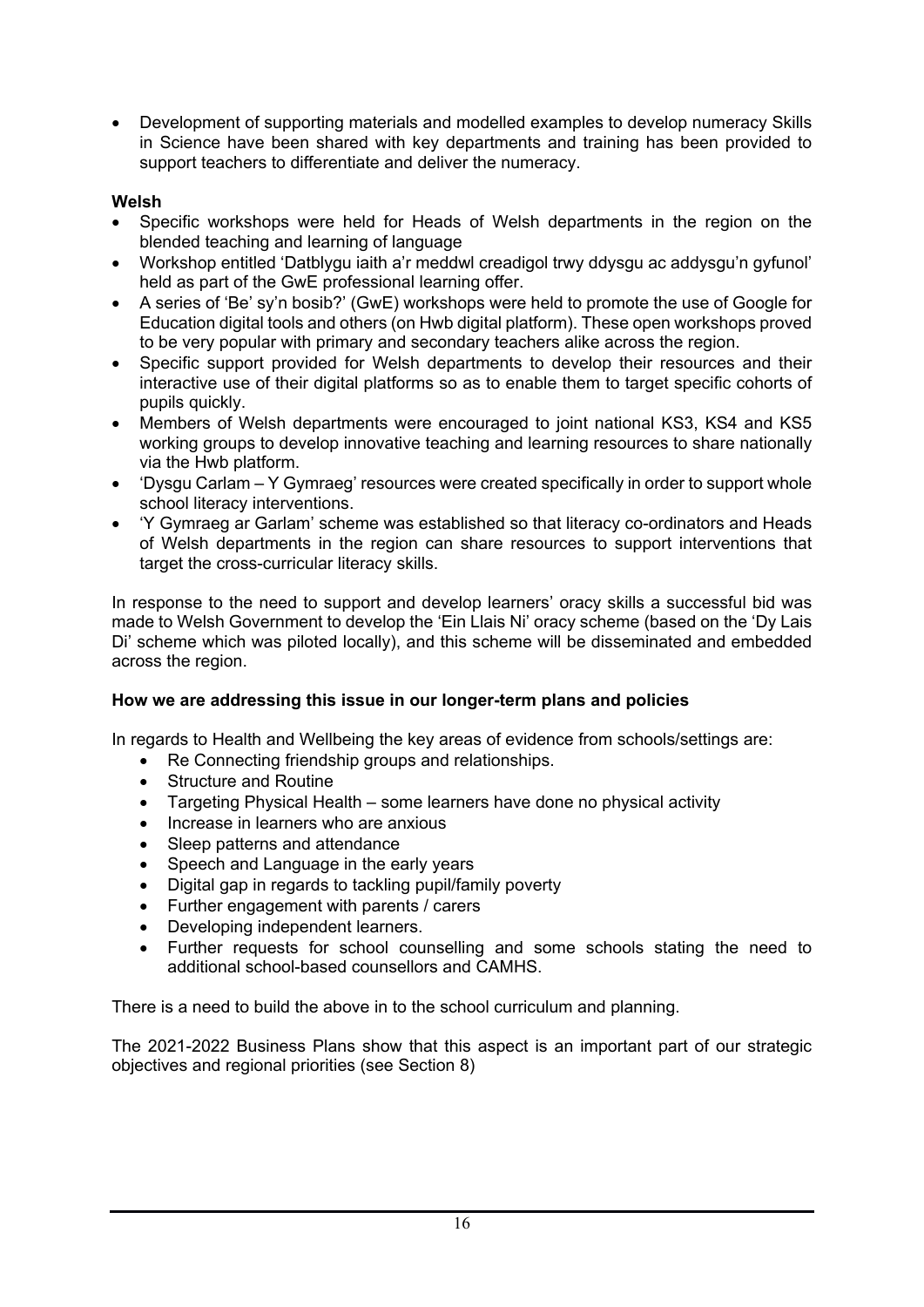- Development of supporting materials and modelled examples to develop numeracy Skills in Science have been shared with key departments and training has been provided to support teachers to differentiate and deliver the numeracy.

**Welsh**

- Specific workshops were held for Heads of Welsh departments in the region on the blended teaching and learning of language
- Workshop entitled 'Datblygu iaith a'r meddwl creadigol trwy ddysgu ac addysgu'n gyfunol' held as part of the GwE professional learning offer.
- A series of 'Be' sy'n bosib?' (GwE) workshops were held to promote the use of Google for Education digital tools and others (on Hwb digital platform). These open workshops proved to be very popular with primary and secondary teachers alike across the region.
- Specific support provided for Welsh departments to develop their resources and their interactive use of their digital platforms so as to enable them to target specific cohorts of pupils quickly.
- Members of Welsh departments were encouraged to joint national KS3, KS4 and KS5 working groups to develop innovative teaching and learning resources to share nationally via the Hwb platform.
- 'Dysgu Carlam – Y Gymraeg' resources were created specifically in order to support whole school literacy interventions.
- 'Y Gymraeg ar Garlam' scheme was established so that literacy co-ordinators and Heads of Welsh departments in the region can share resources to support interventions that target the cross-curricular literacy skills.

In response to the need to support and develop learners' oracy skills a successful bid was made to Welsh Government to develop the 'Ein Llais Ni' oracy scheme (based on the 'Dy Lais Di' scheme which was piloted locally), and this scheme will be disseminated and embedded across the region.

**How we are addressing this issue in our longer-term plans and policies**

In regards to Health and Wellbeing the key areas of evidence from schools/settings are:

- Re Connecting friendship groups and relationships.
- Structure and Routine
- Targeting Physical Health – some learners have done no physical activity
- Increase in learners who are anxious
- Sleep patterns and attendance
- Speech and Language in the early years
- Digital gap in regards to tackling pupil/family poverty
- Further engagement with parents / carers
- Developing independent learners.
- Further requests for school counselling and some schools stating the need to additional school-based counsellors and CAMHS.

There is a need to build the above in to the school curriculum and planning.

The 2021-2022 Business Plans show that this aspect is an important part of our strategic objectives and regional priorities (see Section 8)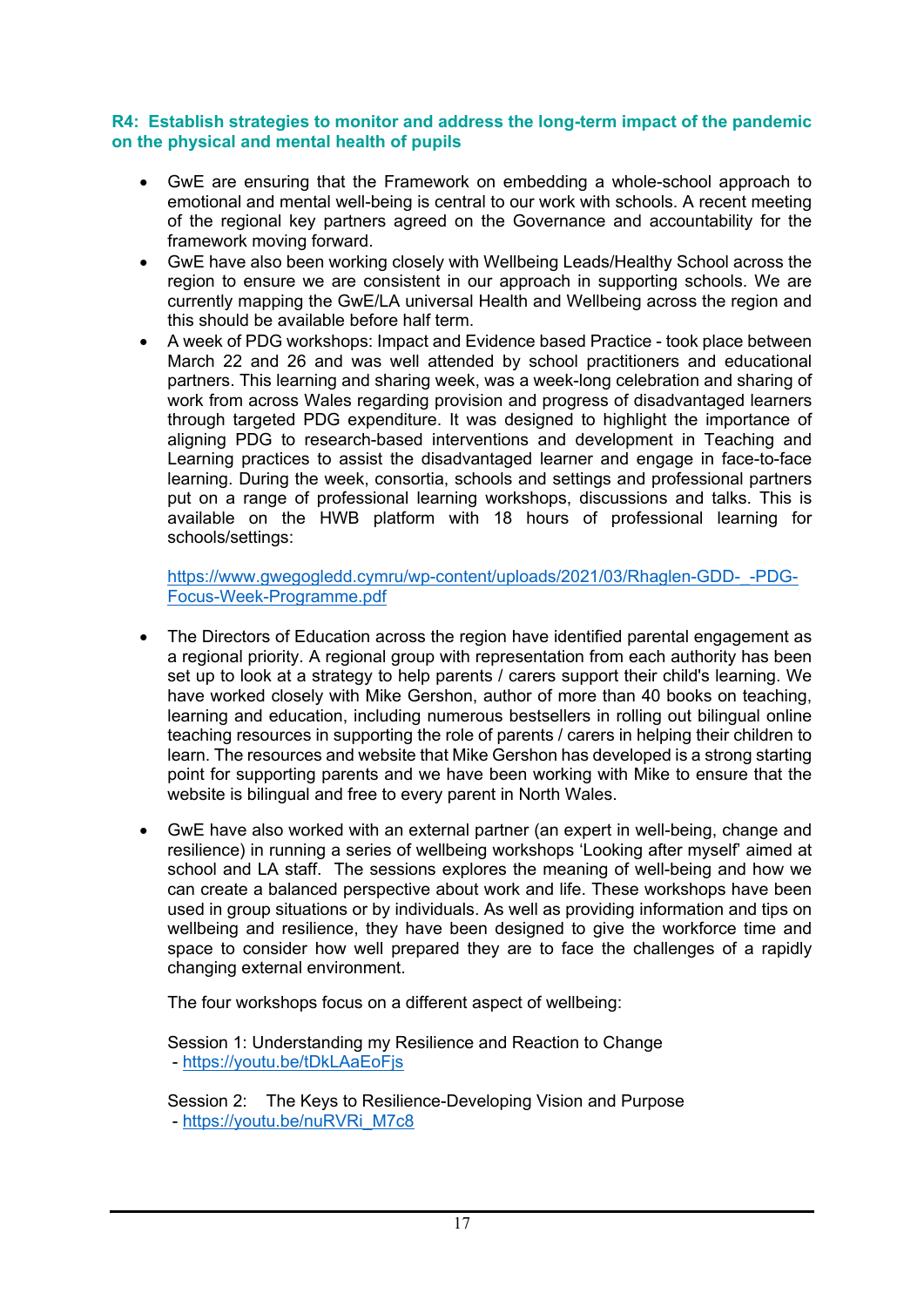**R4: Establish strategies to monitor and address the long-term impact of the pandemic on the physical and mental health of pupils**

- GwE are ensuring that the Framework on embedding a whole-school approach to emotional and mental well-being is central to our work with schools. A recent meeting of the regional key partners agreed on the Governance and accountability for the framework moving forward.
- GwE have also been working closely with Wellbeing Leads/Healthy School across the region to ensure we are consistent in our approach in supporting schools. We are currently mapping the GwE/LA universal Health and Wellbeing across the region and this should be available before half term.
- A week of PDG workshops: Impact and Evidence based Practice - took place between March 22 and 26 and was well attended by school practitioners and educational partners. This learning and sharing week, was a week-long celebration and sharing of work from across Wales regarding provision and progress of disadvantaged learners through targeted PDG expenditure. It was designed to highlight the importance of aligning PDG to research-based interventions and development in Teaching and Learning practices to assist the disadvantaged learner and engage in face-to-face learning. During the week, consortia, schools and settings and professional partners put on a range of professional learning workshops, discussions and talks. This is available on the HWB platform with 18 hours of professional learning for schools/settings:

  https://www.gwegogledd.cymru/wp-content/uploads/2021/03/Rhaglen-GDD-_-PDG-Focus-Week-Programme.pdf

- The Directors of Education across the region have identified parental engagement as a regional priority. A regional group with representation from each authority has been set up to look at a strategy to help parents / carers support their child's learning. We have worked closely with Mike Gershon, author of more than 40 books on teaching, learning and education, including numerous bestsellers in rolling out bilingual online teaching resources in supporting the role of parents / carers in helping their children to learn. The resources and website that Mike Gershon has developed is a strong starting point for supporting parents and we have been working with Mike to ensure that the website is bilingual and free to every parent in North Wales.

- GwE have also worked with an external partner (an expert in well-being, change and resilience) in running a series of wellbeing workshops 'Looking after myself' aimed at school and LA staff. The sessions explores the meaning of well-being and how we can create a balanced perspective about work and life. These workshops have been used in group situations or by individuals. As well as providing information and tips on wellbeing and resilience, they have been designed to give the workforce time and space to consider how well prepared they are to face the challenges of a rapidly changing external environment.

  The four workshops focus on a different aspect of wellbeing:

  Session 1: Understanding my Resilience and Reaction to Change
  - https://youtu.be/tDkLAaEoFjs

  Session 2: The Keys to Resilience-Developing Vision and Purpose
  - https://youtu.be/nuRVRi_M7c8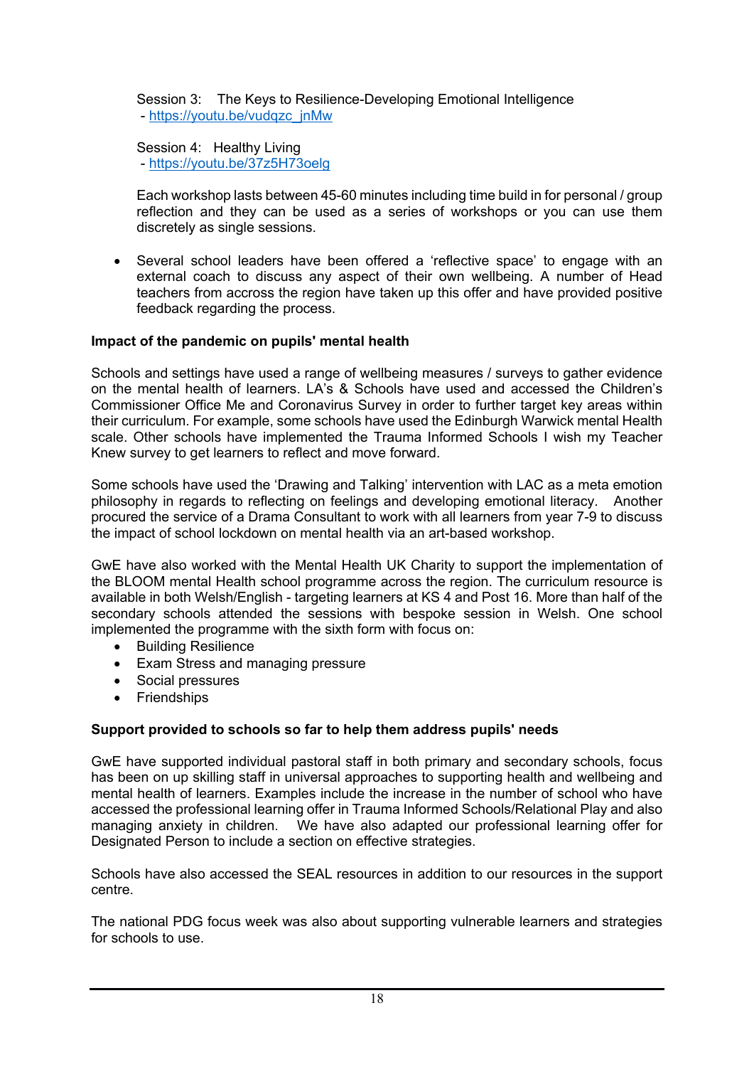Session 3: The Keys to Resilience-Developing Emotional Intelligence
- https://youtu.be/vudqzc_jnMw

Session 4: Healthy Living
- https://youtu.be/37z5H73oelg

Each workshop lasts between 45-60 minutes including time build in for personal / group reflection and they can be used as a series of workshops or you can use them discretely as single sessions.

- Several school leaders have been offered a 'reflective space' to engage with an external coach to discuss any aspect of their own wellbeing. A number of Head teachers from accross the region have taken up this offer and have provided positive feedback regarding the process.

**Impact of the pandemic on pupils' mental health**

Schools and settings have used a range of wellbeing measures / surveys to gather evidence on the mental health of learners. LA's & Schools have used and accessed the Children's Commissioner Office Me and Coronavirus Survey in order to further target key areas within their curriculum. For example, some schools have used the Edinburgh Warwick mental Health scale. Other schools have implemented the Trauma Informed Schools I wish my Teacher Knew survey to get learners to reflect and move forward.

Some schools have used the 'Drawing and Talking' intervention with LAC as a meta emotion philosophy in regards to reflecting on feelings and developing emotional literacy. Another procured the service of a Drama Consultant to work with all learners from year 7-9 to discuss the impact of school lockdown on mental health via an art-based workshop.

GwE have also worked with the Mental Health UK Charity to support the implementation of the BLOOM mental Health school programme across the region. The curriculum resource is available in both Welsh/English - targeting learners at KS 4 and Post 16. More than half of the secondary schools attended the sessions with bespoke session in Welsh. One school implemented the programme with the sixth form with focus on:

- Building Resilience
- Exam Stress and managing pressure
- Social pressures
- Friendships

**Support provided to schools so far to help them address pupils' needs**

GwE have supported individual pastoral staff in both primary and secondary schools, focus has been on up skilling staff in universal approaches to supporting health and wellbeing and mental health of learners. Examples include the increase in the number of school who have accessed the professional learning offer in Trauma Informed Schools/Relational Play and also managing anxiety in children. We have also adapted our professional learning offer for Designated Person to include a section on effective strategies.

Schools have also accessed the SEAL resources in addition to our resources in the support centre.

The national PDG focus week was also about supporting vulnerable learners and strategies for schools to use.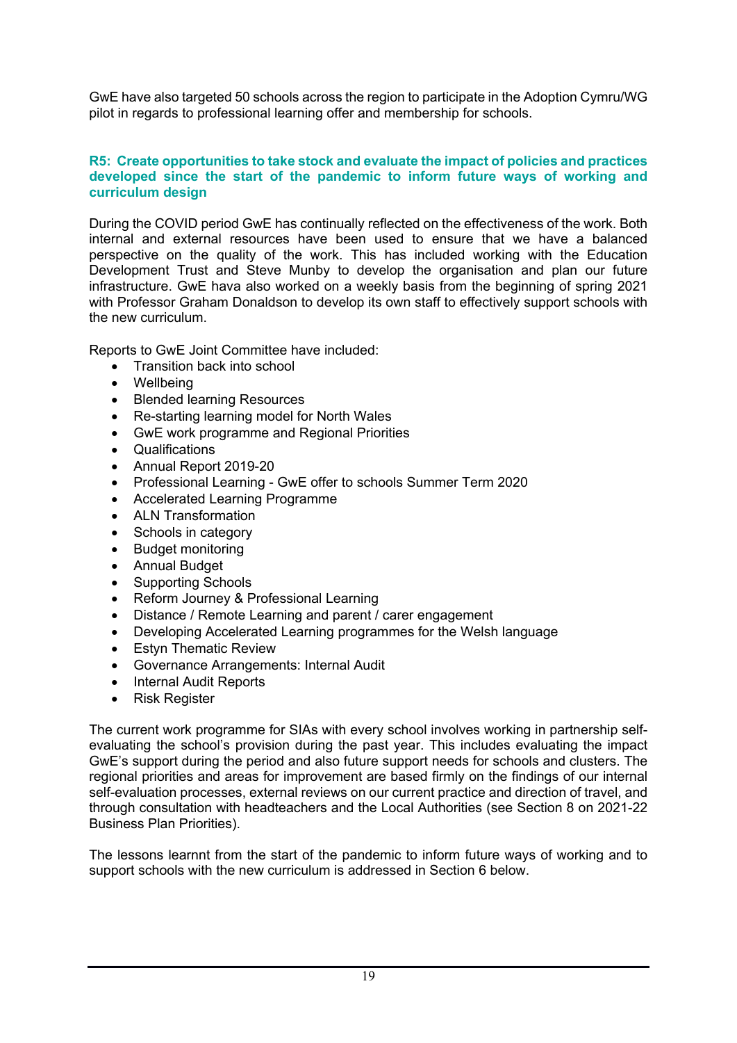GwE have also targeted 50 schools across the region to participate in the Adoption Cymru/WG pilot in regards to professional learning offer and membership for schools.

### R5: Create opportunities to take stock and evaluate the impact of policies and practices developed since the start of the pandemic to inform future ways of working and curriculum design

During the COVID period GwE has continually reflected on the effectiveness of the work. Both internal and external resources have been used to ensure that we have a balanced perspective on the quality of the work. This has included working with the Education Development Trust and Steve Munby to develop the organisation and plan our future infrastructure. GwE hava also worked on a weekly basis from the beginning of spring 2021 with Professor Graham Donaldson to develop its own staff to effectively support schools with the new curriculum.

Reports to GwE Joint Committee have included:

- Transition back into school
- Wellbeing
- Blended learning Resources
- Re-starting learning model for North Wales
- GwE work programme and Regional Priorities
- Qualifications
- Annual Report 2019-20
- Professional Learning - GwE offer to schools Summer Term 2020
- Accelerated Learning Programme
- ALN Transformation
- Schools in category
- Budget monitoring
- Annual Budget
- Supporting Schools
- Reform Journey & Professional Learning
- Distance / Remote Learning and parent / carer engagement
- Developing Accelerated Learning programmes for the Welsh language
- Estyn Thematic Review
- Governance Arrangements: Internal Audit
- Internal Audit Reports
- Risk Register

The current work programme for SIAs with every school involves working in partnership self-evaluating the school's provision during the past year. This includes evaluating the impact GwE's support during the period and also future support needs for schools and clusters. The regional priorities and areas for improvement are based firmly on the findings of our internal self-evaluation processes, external reviews on our current practice and direction of travel, and through consultation with headteachers and the Local Authorities (see Section 8 on 2021-22 Business Plan Priorities).

The lessons learnt from the start of the pandemic to inform future ways of working and to support schools with the new curriculum is addressed in Section 6 below.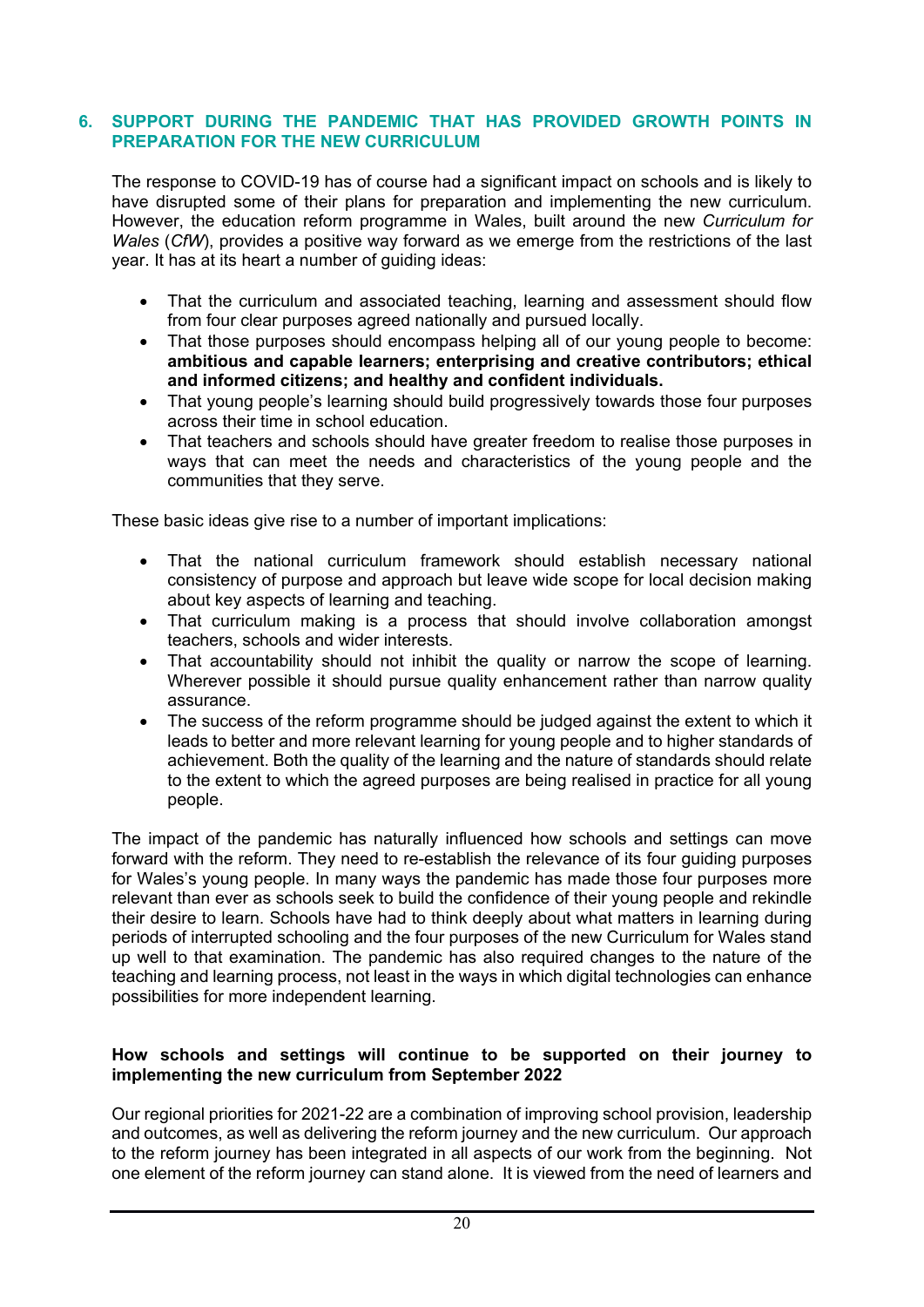## 6. SUPPORT DURING THE PANDEMIC THAT HAS PROVIDED GROWTH POINTS IN PREPARATION FOR THE NEW CURRICULUM

The response to COVID-19 has of course had a significant impact on schools and is likely to have disrupted some of their plans for preparation and implementing the new curriculum. However, the education reform programme in Wales, built around the new *Curriculum for Wales* (*CfW*), provides a positive way forward as we emerge from the restrictions of the last year. It has at its heart a number of guiding ideas:

- That the curriculum and associated teaching, learning and assessment should flow from four clear purposes agreed nationally and pursued locally.
- That those purposes should encompass helping all of our young people to become: **ambitious and capable learners; enterprising and creative contributors; ethical and informed citizens; and healthy and confident individuals.**
- That young people's learning should build progressively towards those four purposes across their time in school education.
- That teachers and schools should have greater freedom to realise those purposes in ways that can meet the needs and characteristics of the young people and the communities that they serve.

These basic ideas give rise to a number of important implications:

- That the national curriculum framework should establish necessary national consistency of purpose and approach but leave wide scope for local decision making about key aspects of learning and teaching.
- That curriculum making is a process that should involve collaboration amongst teachers, schools and wider interests.
- That accountability should not inhibit the quality or narrow the scope of learning. Wherever possible it should pursue quality enhancement rather than narrow quality assurance.
- The success of the reform programme should be judged against the extent to which it leads to better and more relevant learning for young people and to higher standards of achievement. Both the quality of the learning and the nature of standards should relate to the extent to which the agreed purposes are being realised in practice for all young people.

The impact of the pandemic has naturally influenced how schools and settings can move forward with the reform. They need to re-establish the relevance of its four guiding purposes for Wales's young people. In many ways the pandemic has made those four purposes more relevant than ever as schools seek to build the confidence of their young people and rekindle their desire to learn. Schools have had to think deeply about what matters in learning during periods of interrupted schooling and the four purposes of the new Curriculum for Wales stand up well to that examination. The pandemic has also required changes to the nature of the teaching and learning process, not least in the ways in which digital technologies can enhance possibilities for more independent learning.

**How schools and settings will continue to be supported on their journey to implementing the new curriculum from September 2022**

Our regional priorities for 2021-22 are a combination of improving school provision, leadership and outcomes, as well as delivering the reform journey and the new curriculum. Our approach to the reform journey has been integrated in all aspects of our work from the beginning. Not one element of the reform journey can stand alone. It is viewed from the need of learners and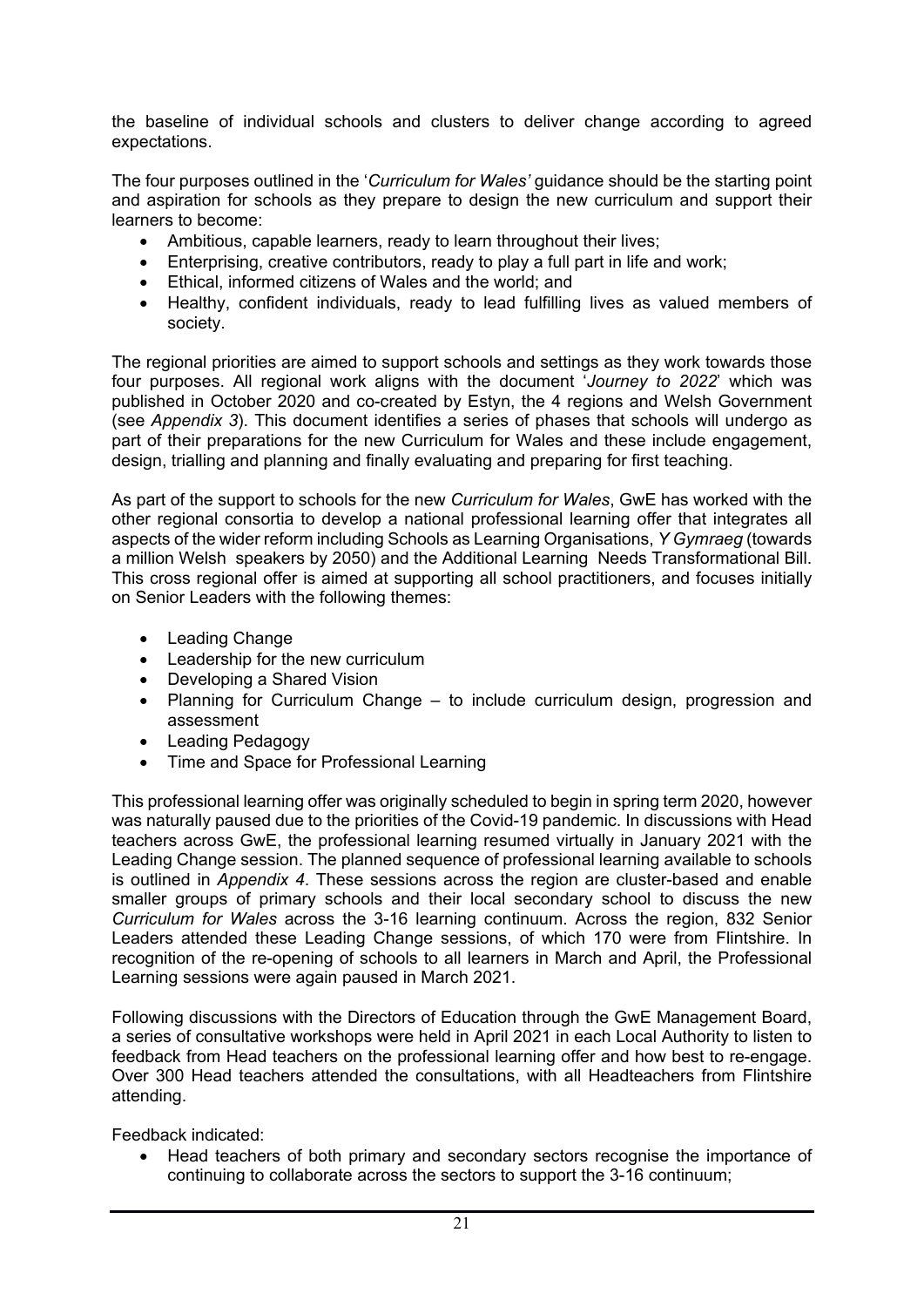the baseline of individual schools and clusters to deliver change according to agreed expectations.

The four purposes outlined in the '*Curriculum for Wales'* guidance should be the starting point and aspiration for schools as they prepare to design the new curriculum and support their learners to become:

- Ambitious, capable learners, ready to learn throughout their lives;
- Enterprising, creative contributors, ready to play a full part in life and work;
- Ethical, informed citizens of Wales and the world; and
- Healthy, confident individuals, ready to lead fulfilling lives as valued members of society.

The regional priorities are aimed to support schools and settings as they work towards those four purposes. All regional work aligns with the document '*Journey to 2022*' which was published in October 2020 and co-created by Estyn, the 4 regions and Welsh Government (see *Appendix 3*). This document identifies a series of phases that schools will undergo as part of their preparations for the new Curriculum for Wales and these include engagement, design, trialling and planning and finally evaluating and preparing for first teaching.

As part of the support to schools for the new *Curriculum for Wales*, GwE has worked with the other regional consortia to develop a national professional learning offer that integrates all aspects of the wider reform including Schools as Learning Organisations, *Y Gymraeg* (towards a million Welsh speakers by 2050) and the Additional Learning Needs Transformational Bill. This cross regional offer is aimed at supporting all school practitioners, and focuses initially on Senior Leaders with the following themes:

- Leading Change
- Leadership for the new curriculum
- Developing a Shared Vision
- Planning for Curriculum Change – to include curriculum design, progression and assessment
- Leading Pedagogy
- Time and Space for Professional Learning

This professional learning offer was originally scheduled to begin in spring term 2020, however was naturally paused due to the priorities of the Covid-19 pandemic. In discussions with Head teachers across GwE, the professional learning resumed virtually in January 2021 with the Leading Change session. The planned sequence of professional learning available to schools is outlined in *Appendix 4*. These sessions across the region are cluster-based and enable smaller groups of primary schools and their local secondary school to discuss the new *Curriculum for Wales* across the 3-16 learning continuum. Across the region, 832 Senior Leaders attended these Leading Change sessions, of which 170 were from Flintshire. In recognition of the re-opening of schools to all learners in March and April, the Professional Learning sessions were again paused in March 2021.

Following discussions with the Directors of Education through the GwE Management Board, a series of consultative workshops were held in April 2021 in each Local Authority to listen to feedback from Head teachers on the professional learning offer and how best to re-engage. Over 300 Head teachers attended the consultations, with all Headteachers from Flintshire attending.

Feedback indicated:

- Head teachers of both primary and secondary sectors recognise the importance of continuing to collaborate across the sectors to support the 3-16 continuum;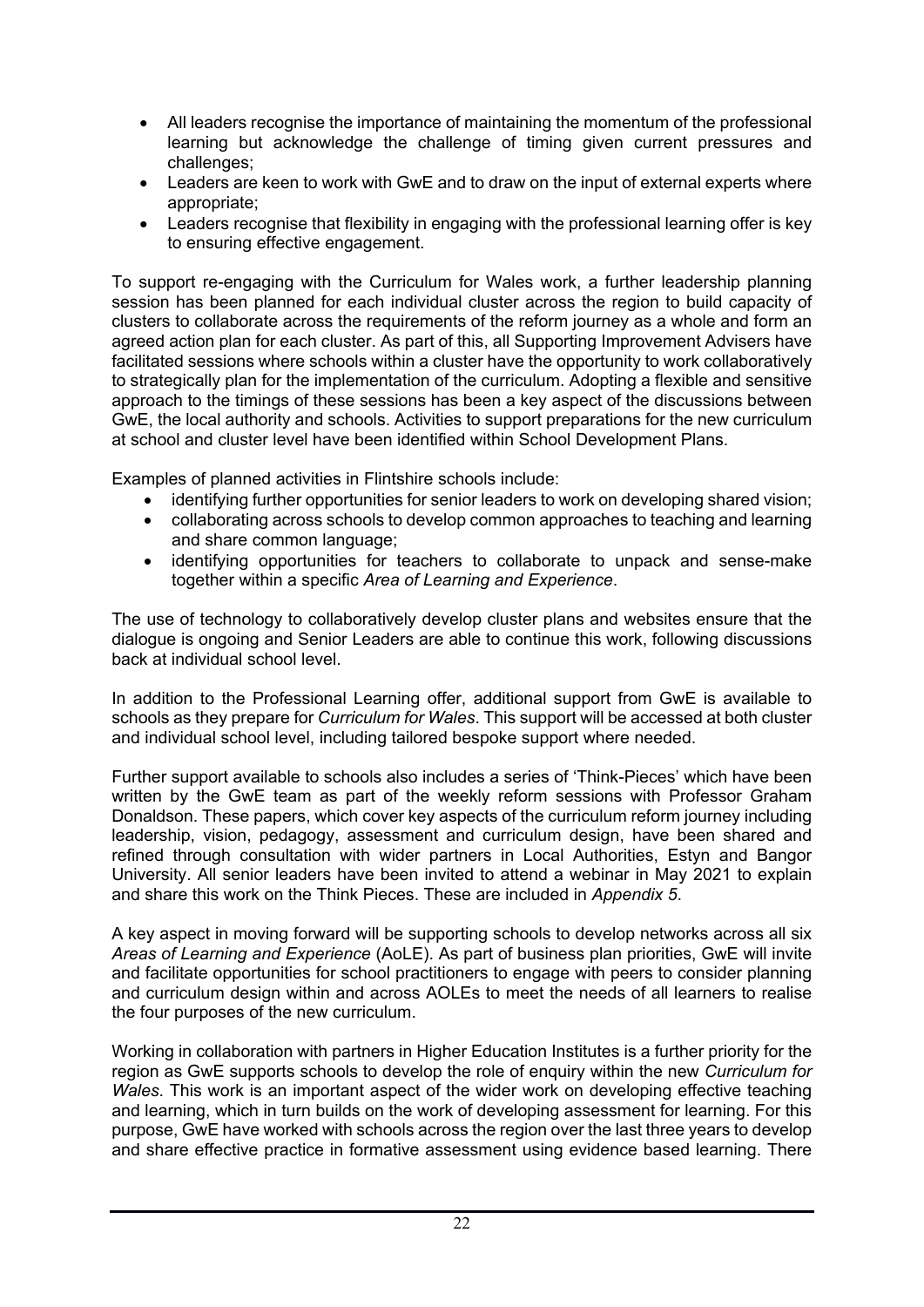- All leaders recognise the importance of maintaining the momentum of the professional learning but acknowledge the challenge of timing given current pressures and challenges;
- Leaders are keen to work with GwE and to draw on the input of external experts where appropriate;
- Leaders recognise that flexibility in engaging with the professional learning offer is key to ensuring effective engagement.

To support re-engaging with the Curriculum for Wales work, a further leadership planning session has been planned for each individual cluster across the region to build capacity of clusters to collaborate across the requirements of the reform journey as a whole and form an agreed action plan for each cluster. As part of this, all Supporting Improvement Advisers have facilitated sessions where schools within a cluster have the opportunity to work collaboratively to strategically plan for the implementation of the curriculum. Adopting a flexible and sensitive approach to the timings of these sessions has been a key aspect of the discussions between GwE, the local authority and schools. Activities to support preparations for the new curriculum at school and cluster level have been identified within School Development Plans.

Examples of planned activities in Flintshire schools include:

- identifying further opportunities for senior leaders to work on developing shared vision;
- collaborating across schools to develop common approaches to teaching and learning and share common language;
- identifying opportunities for teachers to collaborate to unpack and sense-make together within a specific *Area of Learning and Experience*.

The use of technology to collaboratively develop cluster plans and websites ensure that the dialogue is ongoing and Senior Leaders are able to continue this work, following discussions back at individual school level.

In addition to the Professional Learning offer, additional support from GwE is available to schools as they prepare for *Curriculum for Wales*. This support will be accessed at both cluster and individual school level, including tailored bespoke support where needed.

Further support available to schools also includes a series of 'Think-Pieces' which have been written by the GwE team as part of the weekly reform sessions with Professor Graham Donaldson. These papers, which cover key aspects of the curriculum reform journey including leadership, vision, pedagogy, assessment and curriculum design, have been shared and refined through consultation with wider partners in Local Authorities, Estyn and Bangor University. All senior leaders have been invited to attend a webinar in May 2021 to explain and share this work on the Think Pieces. These are included in *Appendix 5*.

A key aspect in moving forward will be supporting schools to develop networks across all six *Areas of Learning and Experience* (AoLE). As part of business plan priorities, GwE will invite and facilitate opportunities for school practitioners to engage with peers to consider planning and curriculum design within and across AOLEs to meet the needs of all learners to realise the four purposes of the new curriculum.

Working in collaboration with partners in Higher Education Institutes is a further priority for the region as GwE supports schools to develop the role of enquiry within the new *Curriculum for Wales*. This work is an important aspect of the wider work on developing effective teaching and learning, which in turn builds on the work of developing assessment for learning. For this purpose, GwE have worked with schools across the region over the last three years to develop and share effective practice in formative assessment using evidence based learning. There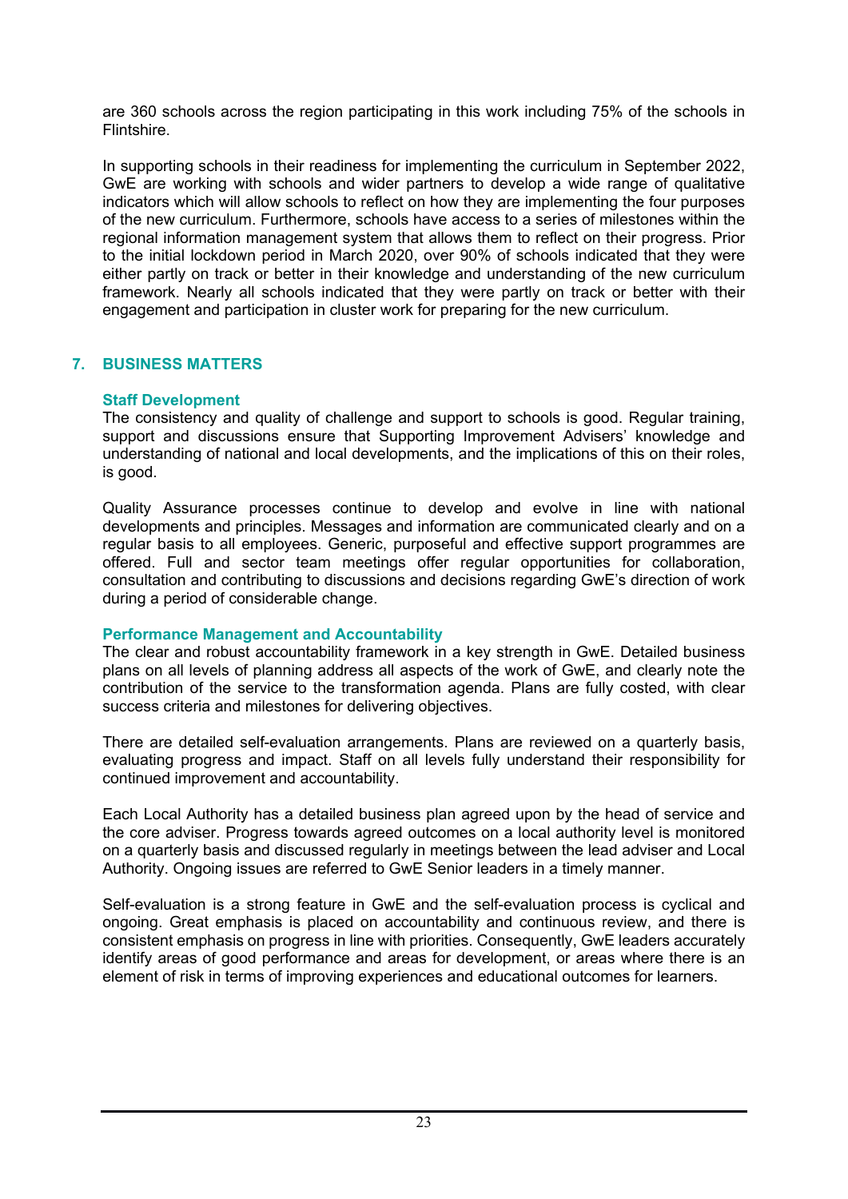are 360 schools across the region participating in this work including 75% of the schools in Flintshire.

In supporting schools in their readiness for implementing the curriculum in September 2022, GwE are working with schools and wider partners to develop a wide range of qualitative indicators which will allow schools to reflect on how they are implementing the four purposes of the new curriculum. Furthermore, schools have access to a series of milestones within the regional information management system that allows them to reflect on their progress. Prior to the initial lockdown period in March 2020, over 90% of schools indicated that they were either partly on track or better in their knowledge and understanding of the new curriculum framework. Nearly all schools indicated that they were partly on track or better with their engagement and participation in cluster work for preparing for the new curriculum.

## 7. BUSINESS MATTERS

### Staff Development

The consistency and quality of challenge and support to schools is good. Regular training, support and discussions ensure that Supporting Improvement Advisers' knowledge and understanding of national and local developments, and the implications of this on their roles, is good.

Quality Assurance processes continue to develop and evolve in line with national developments and principles. Messages and information are communicated clearly and on a regular basis to all employees. Generic, purposeful and effective support programmes are offered. Full and sector team meetings offer regular opportunities for collaboration, consultation and contributing to discussions and decisions regarding GwE's direction of work during a period of considerable change.

### Performance Management and Accountability

The clear and robust accountability framework in a key strength in GwE. Detailed business plans on all levels of planning address all aspects of the work of GwE, and clearly note the contribution of the service to the transformation agenda. Plans are fully costed, with clear success criteria and milestones for delivering objectives.

There are detailed self-evaluation arrangements. Plans are reviewed on a quarterly basis, evaluating progress and impact. Staff on all levels fully understand their responsibility for continued improvement and accountability.

Each Local Authority has a detailed business plan agreed upon by the head of service and the core adviser. Progress towards agreed outcomes on a local authority level is monitored on a quarterly basis and discussed regularly in meetings between the lead adviser and Local Authority. Ongoing issues are referred to GwE Senior leaders in a timely manner.

Self-evaluation is a strong feature in GwE and the self-evaluation process is cyclical and ongoing. Great emphasis is placed on accountability and continuous review, and there is consistent emphasis on progress in line with priorities. Consequently, GwE leaders accurately identify areas of good performance and areas for development, or areas where there is an element of risk in terms of improving experiences and educational outcomes for learners.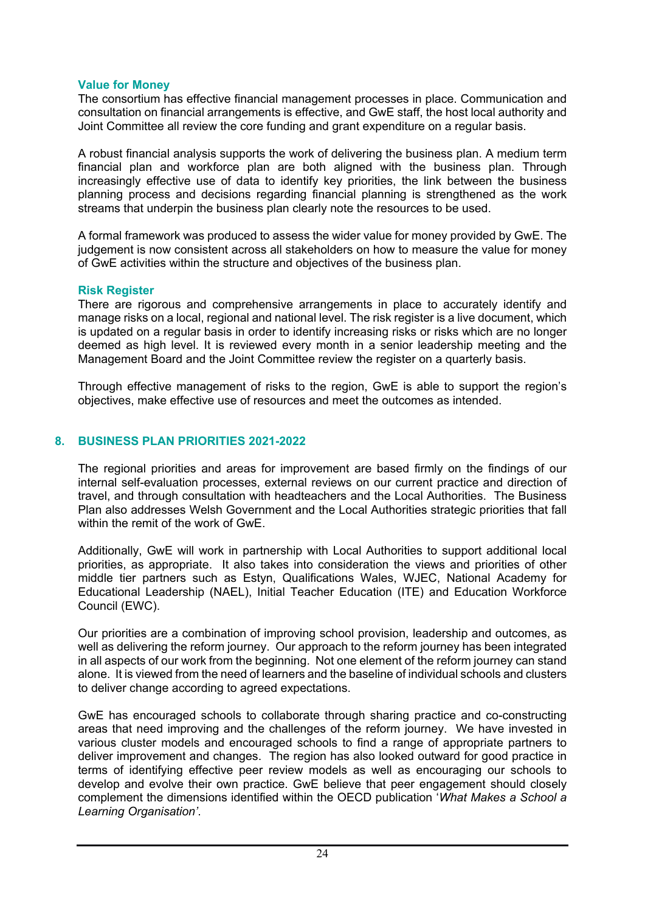### Value for Money

The consortium has effective financial management processes in place. Communication and consultation on financial arrangements is effective, and GwE staff, the host local authority and Joint Committee all review the core funding and grant expenditure on a regular basis.

A robust financial analysis supports the work of delivering the business plan. A medium term financial plan and workforce plan are both aligned with the business plan. Through increasingly effective use of data to identify key priorities, the link between the business planning process and decisions regarding financial planning is strengthened as the work streams that underpin the business plan clearly note the resources to be used.

A formal framework was produced to assess the wider value for money provided by GwE. The judgement is now consistent across all stakeholders on how to measure the value for money of GwE activities within the structure and objectives of the business plan.

### Risk Register

There are rigorous and comprehensive arrangements in place to accurately identify and manage risks on a local, regional and national level. The risk register is a live document, which is updated on a regular basis in order to identify increasing risks or risks which are no longer deemed as high level. It is reviewed every month in a senior leadership meeting and the Management Board and the Joint Committee review the register on a quarterly basis.

Through effective management of risks to the region, GwE is able to support the region's objectives, make effective use of resources and meet the outcomes as intended.

## 8. BUSINESS PLAN PRIORITIES 2021-2022

The regional priorities and areas for improvement are based firmly on the findings of our internal self-evaluation processes, external reviews on our current practice and direction of travel, and through consultation with headteachers and the Local Authorities. The Business Plan also addresses Welsh Government and the Local Authorities strategic priorities that fall within the remit of the work of GwE.

Additionally, GwE will work in partnership with Local Authorities to support additional local priorities, as appropriate. It also takes into consideration the views and priorities of other middle tier partners such as Estyn, Qualifications Wales, WJEC, National Academy for Educational Leadership (NAEL), Initial Teacher Education (ITE) and Education Workforce Council (EWC).

Our priorities are a combination of improving school provision, leadership and outcomes, as well as delivering the reform journey. Our approach to the reform journey has been integrated in all aspects of our work from the beginning. Not one element of the reform journey can stand alone. It is viewed from the need of learners and the baseline of individual schools and clusters to deliver change according to agreed expectations.

GwE has encouraged schools to collaborate through sharing practice and co-constructing areas that need improving and the challenges of the reform journey. We have invested in various cluster models and encouraged schools to find a range of appropriate partners to deliver improvement and changes. The region has also looked outward for good practice in terms of identifying effective peer review models as well as encouraging our schools to develop and evolve their own practice. GwE believe that peer engagement should closely complement the dimensions identified within the OECD publication '*What Makes a School a Learning Organisation'*.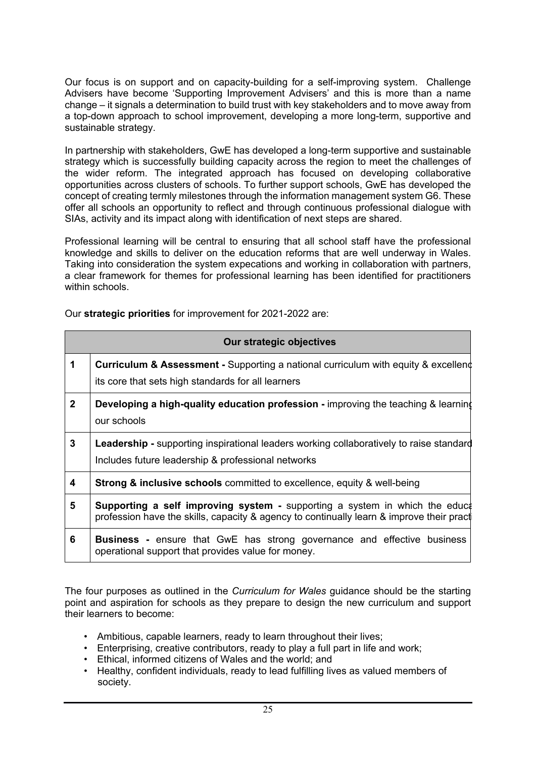Our focus is on support and on capacity-building for a self-improving system. Challenge Advisers have become 'Supporting Improvement Advisers' and this is more than a name change – it signals a determination to build trust with key stakeholders and to move away from a top-down approach to school improvement, developing a more long-term, supportive and sustainable strategy.

In partnership with stakeholders, GwE has developed a long-term supportive and sustainable strategy which is successfully building capacity across the region to meet the challenges of the wider reform. The integrated approach has focused on developing collaborative opportunities across clusters of schools. To further support schools, GwE has developed the concept of creating termly milestones through the information management system G6. These offer all schools an opportunity to reflect and through continuous professional dialogue with SIAs, activity and its impact along with identification of next steps are shared.

Professional learning will be central to ensuring that all school staff have the professional knowledge and skills to deliver on the education reforms that are well underway in Wales. Taking into consideration the system expecations and working in collaboration with partners, a clear framework for themes for professional learning has been identified for practitioners within schools.

Our **strategic priorities** for improvement for 2021-2022 are:

| | Our strategic objectives |
|---|---|
| 1 | **Curriculum & Assessment -** Supporting a national curriculum with equity & excellenc its core that sets high standards for all learners |
| 2 | **Developing a high-quality education profession -** improving the teaching & learning our schools |
| 3 | **Leadership -** supporting inspirational leaders working collaboratively to raise standard Includes future leadership & professional networks |
| 4 | **Strong & inclusive schools** committed to excellence, equity & well-being |
| 5 | **Supporting a self improving system -** supporting a system in which the educa profession have the skills, capacity & agency to continually learn & improve their pract |
| 6 | **Business -** ensure that GwE has strong governance and effective business operational support that provides value for money. |

The four purposes as outlined in the *Curriculum for Wales* guidance should be the starting point and aspiration for schools as they prepare to design the new curriculum and support their learners to become:

- Ambitious, capable learners, ready to learn throughout their lives;
- Enterprising, creative contributors, ready to play a full part in life and work;
- Ethical, informed citizens of Wales and the world; and
- Healthy, confident individuals, ready to lead fulfilling lives as valued members of society.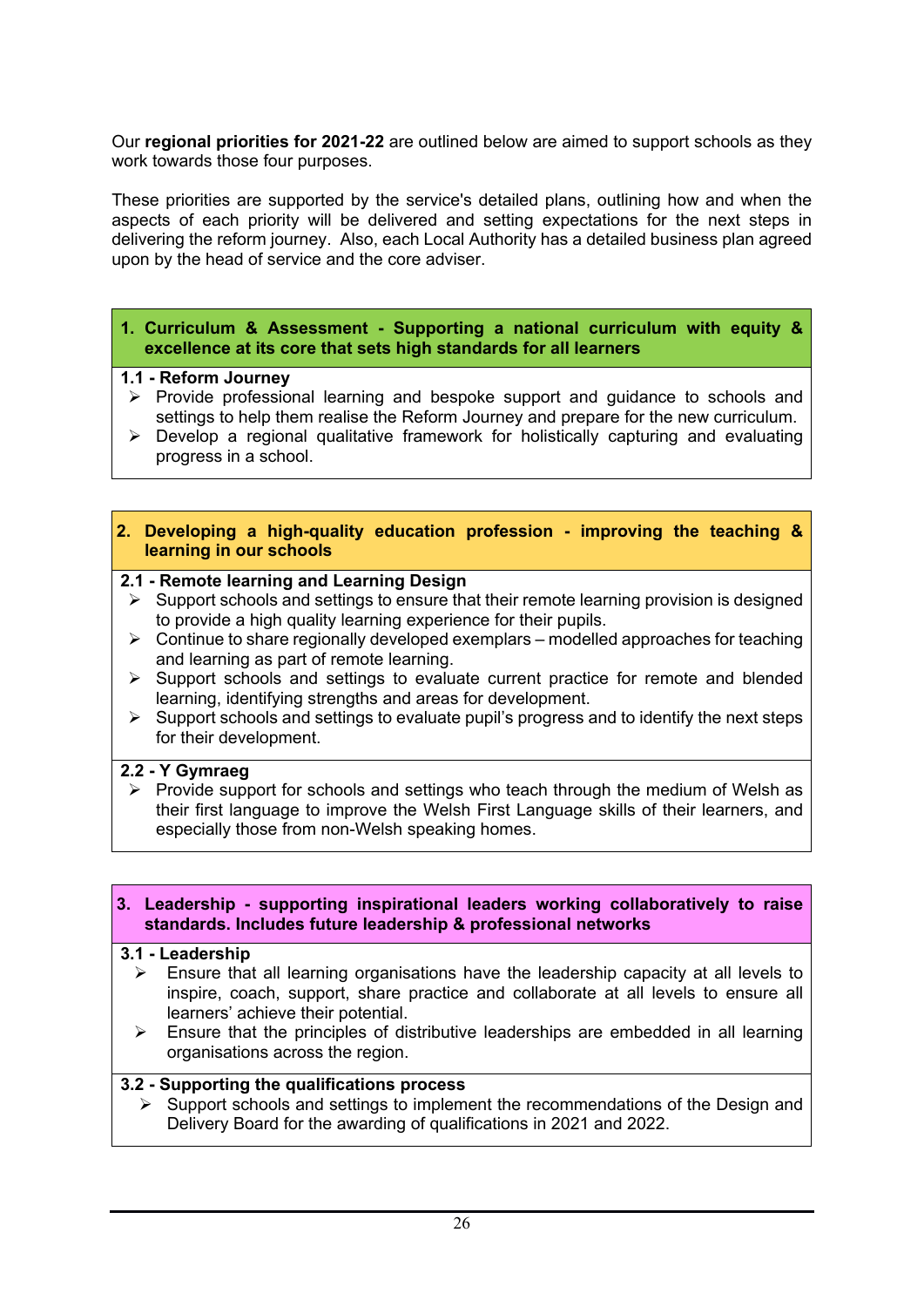Our **regional priorities for 2021-22** are outlined below are aimed to support schools as they work towards those four purposes.

These priorities are supported by the service's detailed plans, outlining how and when the aspects of each priority will be delivered and setting expectations for the next steps in delivering the reform journey. Also, each Local Authority has a detailed business plan agreed upon by the head of service and the core adviser.

## 1. Curriculum & Assessment - Supporting a national curriculum with equity & excellence at its core that sets high standards for all learners

**1.1 - Reform Journey**

- Provide professional learning and bespoke support and guidance to schools and settings to help them realise the Reform Journey and prepare for the new curriculum.
- Develop a regional qualitative framework for holistically capturing and evaluating progress in a school.

## 2. Developing a high-quality education profession - improving the teaching & learning in our schools

**2.1 - Remote learning and Learning Design**

- Support schools and settings to ensure that their remote learning provision is designed to provide a high quality learning experience for their pupils.
- Continue to share regionally developed exemplars – modelled approaches for teaching and learning as part of remote learning.
- Support schools and settings to evaluate current practice for remote and blended learning, identifying strengths and areas for development.
- Support schools and settings to evaluate pupil's progress and to identify the next steps for their development.

**2.2 - Y Gymraeg**

- Provide support for schools and settings who teach through the medium of Welsh as their first language to improve the Welsh First Language skills of their learners, and especially those from non-Welsh speaking homes.

## 3. Leadership - supporting inspirational leaders working collaboratively to raise standards. Includes future leadership & professional networks

**3.1 - Leadership**

- Ensure that all learning organisations have the leadership capacity at all levels to inspire, coach, support, share practice and collaborate at all levels to ensure all learners' achieve their potential.
- Ensure that the principles of distributive leaderships are embedded in all learning organisations across the region.

**3.2 - Supporting the qualifications process**

- Support schools and settings to implement the recommendations of the Design and Delivery Board for the awarding of qualifications in 2021 and 2022.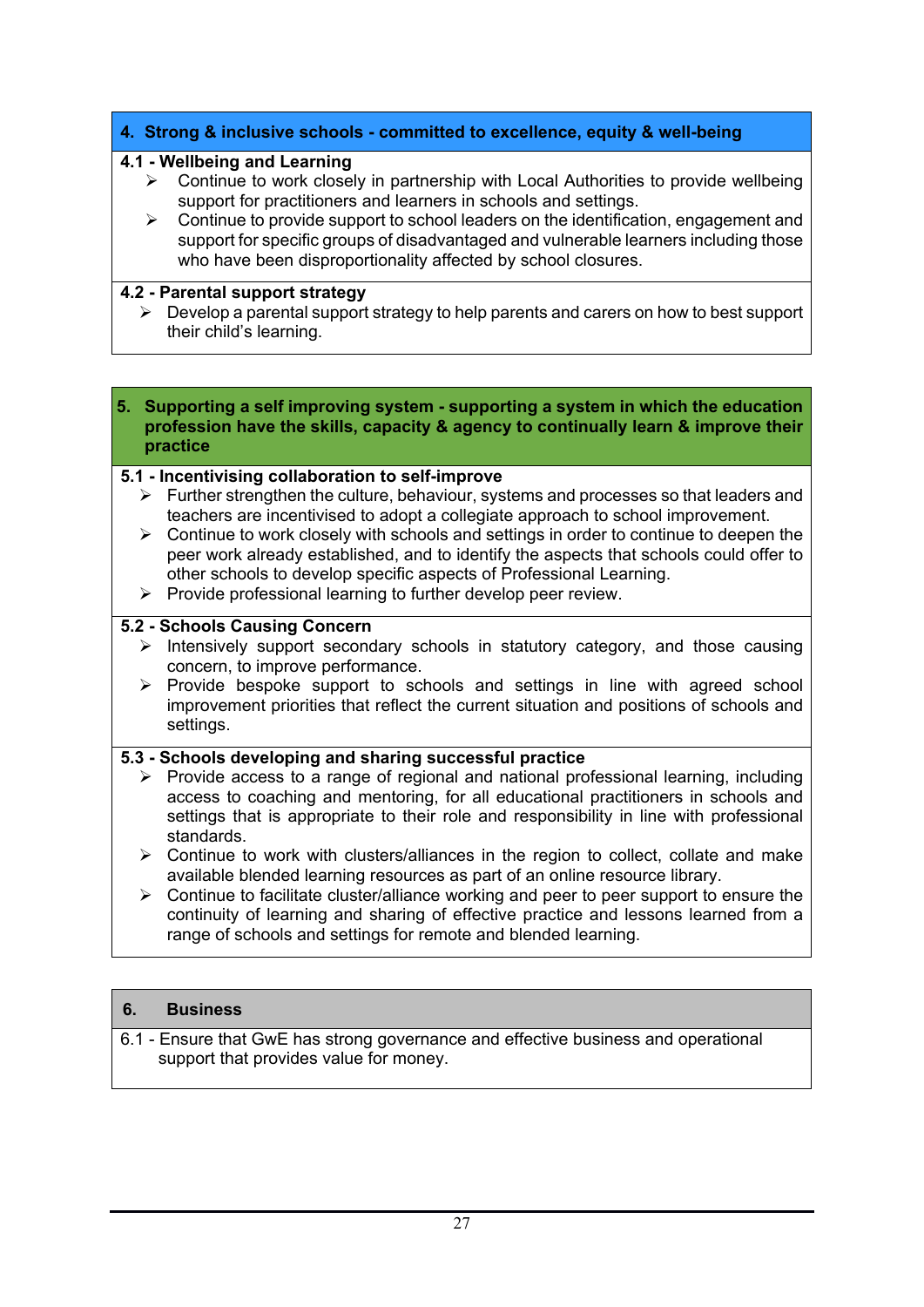## 4. Strong & inclusive schools - committed to excellence, equity & well-being

**4.1 - Wellbeing and Learning**

- Continue to work closely in partnership with Local Authorities to provide wellbeing support for practitioners and learners in schools and settings.
- Continue to provide support to school leaders on the identification, engagement and support for specific groups of disadvantaged and vulnerable learners including those who have been disproportionality affected by school closures.

**4.2 - Parental support strategy**

- Develop a parental support strategy to help parents and carers on how to best support their child's learning.

## 5. Supporting a self improving system - supporting a system in which the education profession have the skills, capacity & agency to continually learn & improve their practice

**5.1 - Incentivising collaboration to self-improve**

- Further strengthen the culture, behaviour, systems and processes so that leaders and teachers are incentivised to adopt a collegiate approach to school improvement.
- Continue to work closely with schools and settings in order to continue to deepen the peer work already established, and to identify the aspects that schools could offer to other schools to develop specific aspects of Professional Learning.
- Provide professional learning to further develop peer review.

**5.2 - Schools Causing Concern**

- Intensively support secondary schools in statutory category, and those causing concern, to improve performance.
- Provide bespoke support to schools and settings in line with agreed school improvement priorities that reflect the current situation and positions of schools and settings.

**5.3 - Schools developing and sharing successful practice**

- Provide access to a range of regional and national professional learning, including access to coaching and mentoring, for all educational practitioners in schools and settings that is appropriate to their role and responsibility in line with professional standards.
- Continue to work with clusters/alliances in the region to collect, collate and make available blended learning resources as part of an online resource library.
- Continue to facilitate cluster/alliance working and peer to peer support to ensure the continuity of learning and sharing of effective practice and lessons learned from a range of schools and settings for remote and blended learning.

## 6. Business

6.1 - Ensure that GwE has strong governance and effective business and operational support that provides value for money.